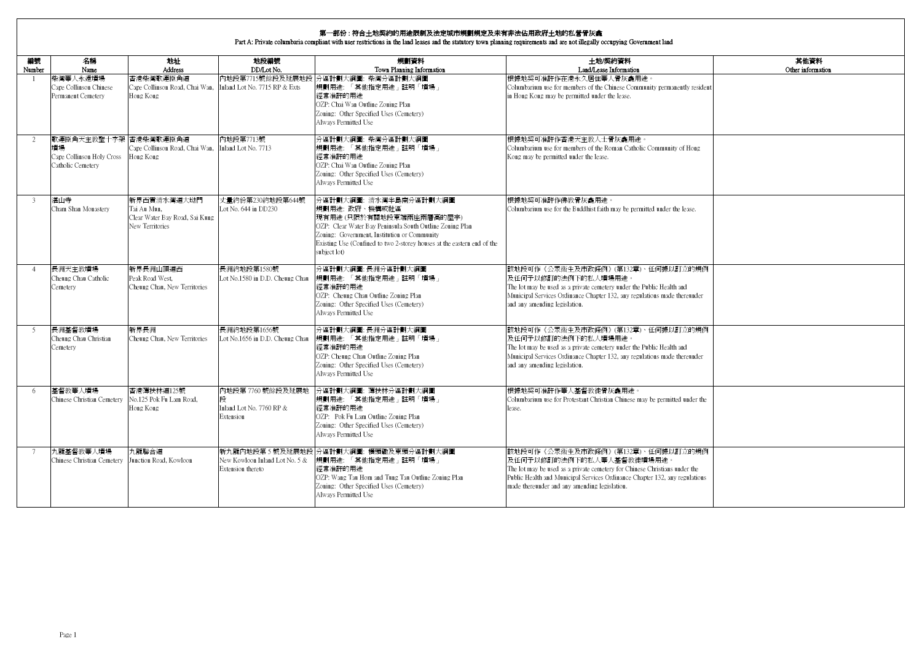# 第一部份：符合土地契約的用途限制及法定城市規劃規定及未有非法佔用政府土地的私營骨灰龕

Part A: Private columbaria compliant with user restrictions in the land leases and the statutory town planning requirements and are not illegally occupying Government land

| 編號 Number | 名稱 Name | 地址 Address | 地段編號 DD/Lot No. | 規劃資料 Town Planning Information | 土地/契約資料 Land/Lease Information | 其他資料 Other information |
|---|---|---|---|---|---|---|
| 1 | 柴灣華人永遠墳場 Cape Collinson Chinese Permanent Cemetery | 香港柴灣歌連臣角道 Cape Collinson Road, Chai Wan, Hong Kong | 內地段第7715號餘段及延展地段 Inland Lot No. 7715 RP & Exts | 分區計劃大綱圖：柴灣分區計劃大綱圖 規劃用途：「其他指定用途」註明「墳場」 經常准許的用途 OZP: Chai Wan Outline Zoning Plan Zoning: Other Specified Uses (Cemetery) Always Permitted Use | 根據地契可准許作在港永久居住華人骨灰龕用途。 Columbarium use for members of the Chinese Community permanently resident in Hong Kong may be permitted under the lease. | |
| 2 | 歌連臣角天主教聖十字架墳場 Cape Collinson Holy Cross Catholic Cemetery | 香港柴灣歌連臣角道 Cape Collinson Road, Chai Wan, Hong Kong | 內地段第7713號 Inland Lot No. 7713 | 分區計劃大綱圖：柴灣分區計劃大綱圖 規劃用途：「其他指定用途」註明「墳場」 經常准許的用途 OZP: Chai Wan Outline Zoning Plan Zoning: Other Specified Uses (Cemetery) Always Permitted Use | 根據地契可准許作香港天主教人士骨灰龕用途。 Columbarium use for members of the Roman Catholic Community of Hong Kong may be permitted under the lease. | |
| 3 | 湛山寺 Cham Shan Monastery | 新界西貢清水灣道大坳門 Tai Au Mun, Clear Water Bay Road, Sai Kung New Territories | 丈量約份第230約地段第644號 Lot No. 644 in DD230 | 分區計劃大綱圖：清水灣半島南分區計劃大綱圖 規劃用途：政府、機構或社區 現有用途（只限於有關地段東端兩座兩層高的屋宇） OZP: Clear Water Bay Peninsula South Outline Zoning Plan Zoning: Government, Institution or Community Existing Use (Confined to two 2-storey houses at the eastern end of the subject lot) | 根據地契可准許作佛教骨灰龕用途。 Columbarium use for the Buddhist faith may be permitted under the lease. | |
| 4 | 長洲天主教墳場 Cheung Chau Catholic Cemetery | 新界長洲山頂道西 Peak Road West, Cheung Chau, New Territories | 長洲約地段第1580號 Lot No.1580 in D.D. Cheung Chau | 分區計劃大綱圖：長洲分區計劃大綱圖 規劃用途：「其他指定用途」註明「墳場」 經常准許的用途 OZP: Cheung Chau Outline Zoning Plan Zoning: Other Specified Uses (Cemetery) Always Permitted Use | 該地段可作《公眾衞生及市政條例》(第132章)、任何據以訂立的規例及任何予以修訂的法例下的私人墳場用途。 The lot may be used as a private cemetery under the Public Health and Municipal Services Ordinance Chapter 132, any regulations made thereunder and any amending legislation. | |
| 5 | 長洲基督教墳場 Cheung Chau Christian Cemetery | 新界長洲 Cheung Chau, New Territories | 長洲約地段第1656號 Lot No.1656 in D.D. Cheung Chau | 分區計劃大綱圖：長洲分區計劃大綱圖 規劃用途：「其他指定用途」註明「墳場」 經常准許的用途 OZP: Cheung Chau Outline Zoning Plan Zoning: Other Specified Uses (Cemetery) Always Permitted Use | 該地段可作《公眾衞生及市政條例》(第132章)、任何據以訂立的規例及任何予以修訂的法例下的私人墳場用途。 The lot may be used as a private cemetery under the Public Health and Municipal Services Ordinance Chapter 132, any regulations made thereunder and any amending legislation. | |
| 6 | 基督教華人墳場 Chinese Christian Cemetery | 香港薄扶林道125號 No.125 Pok Fu Lam Road, Hong Kong | 內地段第 7760 號餘段及延展地段 Inland Lot No. 7760 RP & Extension | 分區計劃大綱圖：薄扶林分區計劃大綱圖 規劃用途：「其他指定用途」註明「墳場」 經常准許的用途 OZP: Pok Fu Lam Outline Zoning Plan Zoning: Other Specified Uses (Cemetery) Always Permitted Use | 根據地契可准許作華人基督教徒骨灰龕用途。 Columbarium use for Protestant Christian Chinese may be permitted under the lease. | |
| 7 | 九龍基督教華人墳場 Chinese Christian Cemetery | 九龍聯合道 Junction Road, Kowloon | 新九龍內地段第 5 號及延展地段 New Kowloon Inland Lot No. 5 & Extension thereto | 分區計劃大綱圖：橫頭磡及東頭分區計劃大綱圖 規劃用途：「其他指定用途」註明「墳場」 經常准許的用途 OZP: Wang Tau Hom and Tung Tau Outline Zoning Plan Zoning: Other Specified Uses (Cemetery) Always Permitted Use | 該地段可作《公眾衞生及市政條例》(第132章)、任何據以訂立的規例及任何予以修訂的法例下的私人華人基督教徒墳場用途。 The lot may be used as a private cemetery for Chinese Christians under the Public Health and Municipal Services Ordinance Chapter 132, any regulations made thereunder and any amending legislation. | |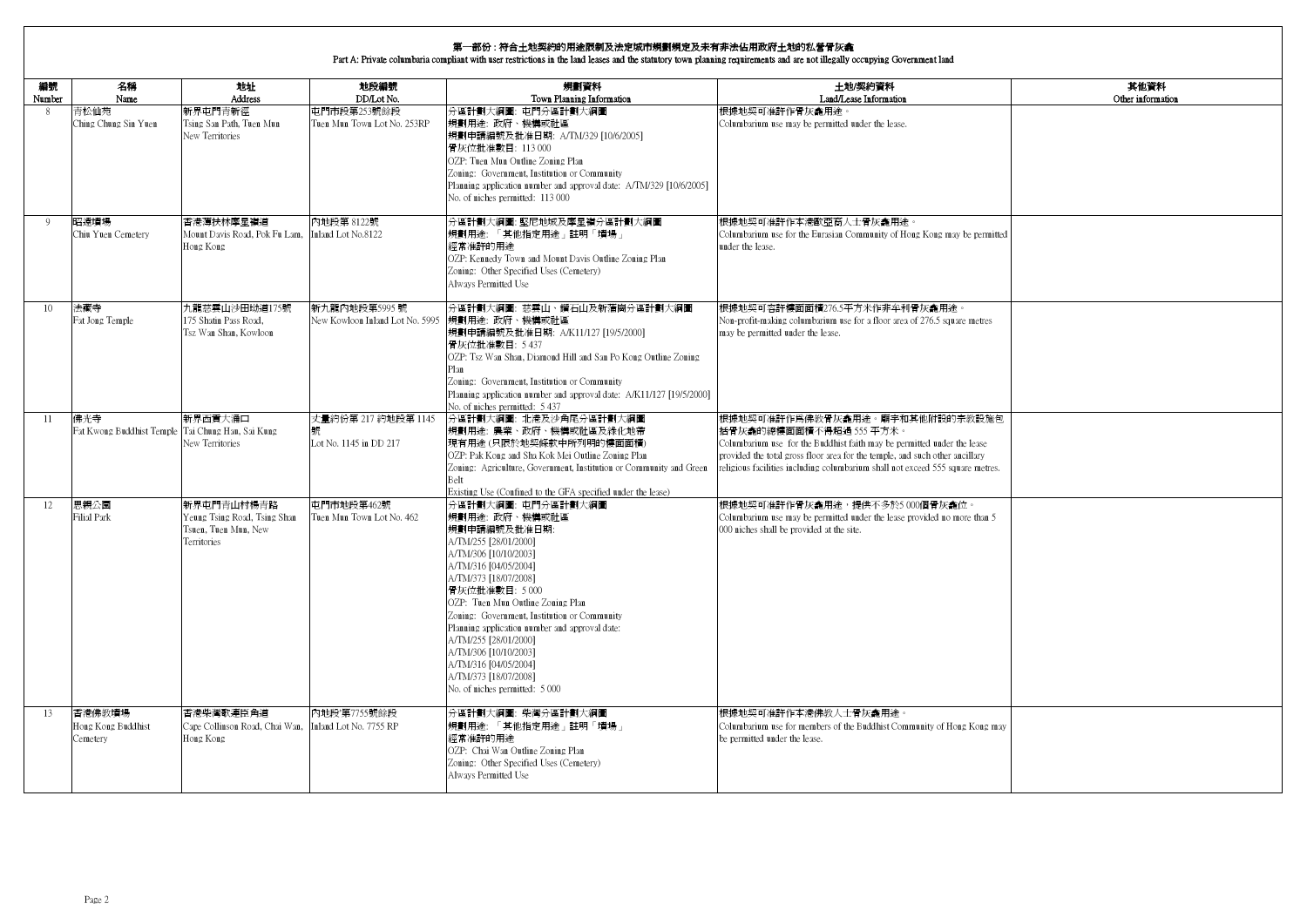## 第一部份：符合土地契約的用途限制及法定城市規劃規定及未有非法佔用政府土地的私營骨灰龕

Part A: Private columbaria compliant with user restrictions in the land leases and the statutory town planning requirements and are not illegally occupying Government land

| 編號<br>Number | 名稱<br>Name | 地址<br>Address | 地段編號<br>DD/Lot No. | 規劃資料<br>Town Planning Information | 土地/契約資料<br>Land/Lease Information | 其他資料<br>Other information |
|---|---|---|---|---|---|---|
| 8 | 青松仙苑<br>Ching Chung Sin Yuen | 新界屯門青新徑<br>Tsing San Path, Tuen Mun New Territories | 屯門市地段第253號餘段<br>Tuen Mun Town Lot No. 253RP | 分區計劃大綱圖：屯門分區計劃大綱圖<br>規劃用途：政府、機構或社區<br>規劃申請編號及批准日期：A/TM/329 [10/6/2005]<br>骨灰位批准數目：113 000<br>OZP: Tuen Mun Outline Zoning Plan<br>Zoning: Government, Institution or Community<br>Planning application number and approval date: A/TM/329 [10/6/2005]<br>No. of niches permitted: 113 000 | 根據地契可准許作骨灰龕用途。<br>Columbarium use may be permitted under the lease. | |
| 9 | 昭遠墳場<br>Chiu Yuen Cemetery | 香港薄扶林摩星嶺道<br>Mount Davis Road, Pok Fu Lam, Hong Kong | 內地段第 8122號<br>Inland Lot No.8122 | 分區計劃大綱圖：堅尼地城及摩星嶺分區計劃大綱圖<br>規劃用途：「其他指定用途」註明「墳場」<br>經常准許的用途<br>OZP: Kennedy Town and Mount Davis Outline Zoning Plan<br>Zoning: Other Specified Uses (Cemetery)<br>Always Permitted Use | 根據地契可准許作本港歐亞裔人士骨灰龕用途。<br>Columbarium use for the Eurasian Community of Hong Kong may be permitted under the lease. | |
| 10 | 法藏寺<br>Fat Jong Temple | 九龍慈雲山沙田坳道175號<br>175 Shatin Pass Road, Tsz Wan Shan, Kowloon | 新九龍內地段第5995 號<br>New Kowloon Inland Lot No. 5995 | 分區計劃大綱圖：慈雲山、鑽石山及新蒲崗分區計劃大綱圖<br>規劃用途：政府、機構或社區<br>規劃申請編號及批准日期：A/K11/127 [19/5/2000]<br>骨灰位批准數目：5 437<br>OZP: Tsz Wan Shan, Diamond Hill and San Po Kong Outline Zoning Plan<br>Zoning: Government, Institution or Community<br>Planning application number and approval date: A/K11/127 [19/5/2000]<br>No. of niches permitted: 5 437 | 根據地契可容許樓面面積276.5平方米作非牟利骨灰龕用途。<br>Non-profit-making columbarium use for a floor area of 276.5 square metres may be permitted under the lease. | |
| 11 | 佛光寺<br>Fat Kwong Buddhist Temple | 新界西貢大涌口<br>Tai Chung Hau, Sai Kung New Territories | 丈量約份第 217 約地段第 1145 號<br>Lot No. 1145 in DD 217 | 分區計劃大綱圖：北港及沙角尾分區計劃大綱圖<br>規劃用途：農業、政府、機構或社區及綠化地帶<br>現有用途 (只限於地契條款中所列明的樓面面積)<br>OZP: Pak Kong and Sha Kok Mei Outline Zoning Plan<br>Zoning: Agriculture, Government, Institution or Community and Green Belt<br>Existing Use (Confined to the GFA specified under the lease) | 根據地契可准許作爲佛教骨灰龕用途。廟宇和其他附設的宗教設施包括骨灰龕的總樓面面積不得超過 555 平方米。<br>Columbarium use for the Buddhist faith may be permitted under the lease provided the total gross floor area for the temple, and such other ancillary religious facilities including columbarium shall not exceed 555 square metres. | |
| 12 | 思親公園<br>Filial Park | 新界屯門青山村楊青路<br>Yeung Tsing Road, Tsing Shan Tsuen, Tuen Mun, New Territories | 屯門市地段第462號<br>Tuen Mun Town Lot No. 462 | 分區計劃大綱圖：屯門分區計劃大綱圖<br>規劃用途：政府、機構或社區<br>規劃申請編號及批准日期:<br>A/TM/255 [28/01/2000]<br>A/TM/306 [10/10/2003]<br>A/TM/316 [04/05/2004]<br>A/TM/373 [18/07/2008]<br>骨灰位批准數目：5 000<br>OZP: Tuen Mun Outline Zoning Plan<br>Zoning: Government, Institution or Community<br>Planning application number and approval date:<br>A/TM/255 [28/01/2000]<br>A/TM/306 [10/10/2003]<br>A/TM/316 [04/05/2004]<br>A/TM/373 [18/07/2008]<br>No. of niches permitted: 5 000 | 根據地契可准許作骨灰龕用途，提供不多於5 000個骨灰龕位。<br>Columbarium use may be permitted under the lease provided no more than 5 000 niches shall be provided at the site. | |
| 13 | 香港佛教墳場<br>Hong Kong Buddhist Cemetery | 香港柴灣歌連臣角道<br>Cape Collinson Road, Chai Wan, Hong Kong | 內地段第7755號餘段<br>Inland Lot No. 7755 RP | 分區計劃大綱圖：柴灣分區計劃大綱圖<br>規劃用途：「其他指定用途」註明「墳場」<br>經常准許的用途<br>OZP: Chai Wan Outline Zoning Plan<br>Zoning: Other Specified Uses (Cemetery)<br>Always Permitted Use | 根據地契可准許作本港佛教人士骨灰龕用途。<br>Columbarium use for members of the Buddhist Community of Hong Kong may be permitted under the lease. | |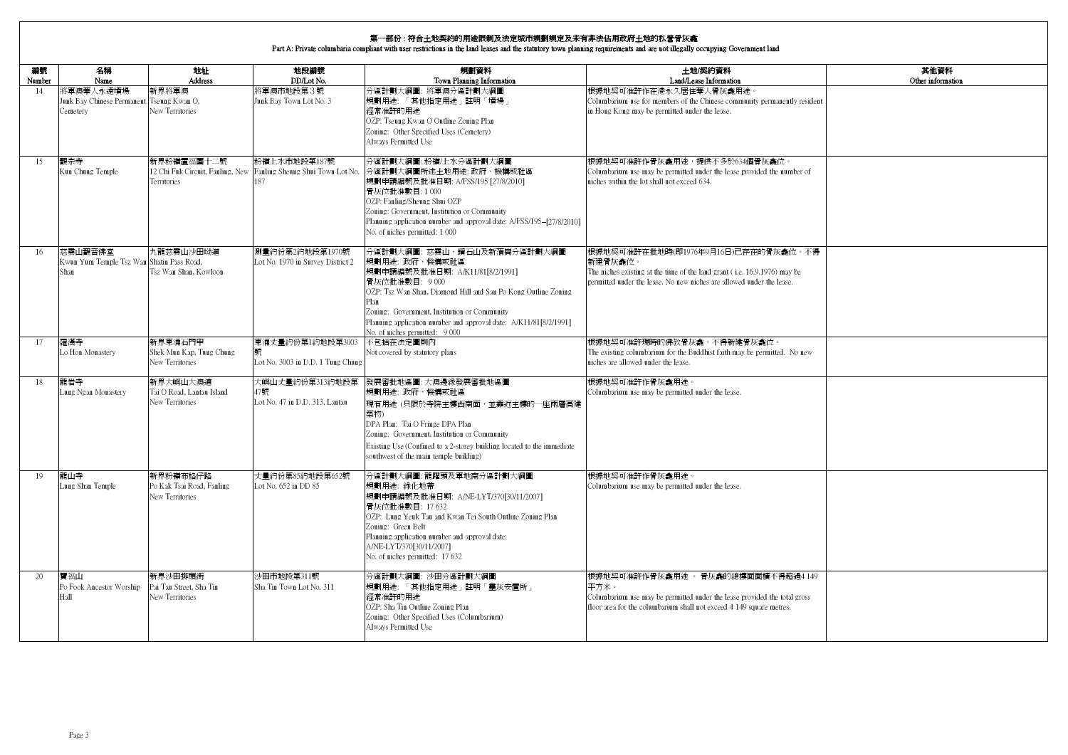## 第一部份：符合土地契約的用途限制及法定城市規劃規定及未有非法佔用政府土地的私營骨灰龕
## Part A: Private columbaria compliant with user restrictions in the land leases and the statutory town planning requirements and are not illegally occupying Government land

| 編號 Number | 名稱 Name | 地址 Address | 地段編號 DD/Lot No. | 規劃資料 Town Planning Information | 土地/契約資料 Land/Lease Information | 其他資料 Other information |
|---|---|---|---|---|---|---|
| 14 | 將軍澳華人永遠墳場<br>Junk Bay Chinese Permanent Cemetery | 新界將軍澳<br>Tseung Kwan O, New Territories | 將軍澳市地段第 3 號<br>Junk Bay Town Lot No. 3 | 分區計劃大綱圖: 將軍澳分區計劃大綱圖<br>規劃用途: 「其他指定用途」註明「墳場」<br>經常准許的用途<br>OZP: Tseung Kwan O Outline Zoning Plan<br>Zoning: Other Specified Uses (Cemetery)<br>Always Permitted Use | 根據地契可准許作在港永久居住華人骨灰龕用途。<br>Columbarium use for members of the Chinese community permanently resident in Hong Kong may be permitted under the lease. | |
| 15 | 觀宗寺<br>Kun Chung Temple | 新界粉嶺置福圍十二號<br>12 Chi Fuk Circuit, Fanling, New Territories | 粉嶺上水市地段第187號<br>Fanling Sheung Shui Town Lot No. 187 | 分區計劃大綱圖: 粉嶺/上水分區計劃大綱圖<br>分區計劃大綱圖所述土地用途: 政府、機構或社區<br>規劃申請編號及批准日期: A/FSS/195 [27/8/2010]<br>骨灰位批准數目: 1 000<br>OZP: Fanling/Sheung Shui OZP<br>Zoning: Government, Institution or Community<br>Planning application number and approval date: A/FSS/195--[27/8/2010]<br>No. of niches permitted: 1 000 | 根據地契可准許作骨灰龕用途，提供不多於634個骨灰龕位。<br>Columbarium use may be permitted under the lease provided the number of niches within the lot shall not exceed 634. | |
| 16 | 慈雲山觀音佛堂<br>Kwun Yum Temple Tsz Wan Shan | 九龍慈雲山沙田坳道<br>Shatin Pass Road, Tsz Wan Shan, Kowloon | 測量約份第2約地段第1970號<br>Lot No. 1970 in Survey District 2 | 分區計劃大綱圖: 慈雲山、鑽石山及新蒲崗分區計劃大綱圖<br>規劃用途: 政府、機構或社區<br>規劃申請編號及批准日期: A/K11/81[8/2/1991]<br>骨灰位批准數目: 9 000<br>OZP: Tsz Wan Shan, Diamond Hill and San Po Kong Outline Zoning Plan<br>Zoning: Government, Institution or Community<br>Planning application number and approval date: A/K11/81[8/2/1991]<br>No. of niches permitted: 9 000 | 根據地契可准許在批地時(即1976年9月16日)已存在的骨灰龕位。不得新建骨灰龕位。<br>The niches existing at the time of the land grant ( i.e. 16.9.1976) may be permitted under the lease. No new niches are allowed under the lease. | |
| 17 | 羅漢寺<br>Lo Hon Monastery | 新界東涌石門甲<br>Shek Mun Kap, Tung Chung New Territories | 東涌丈量約份第1約地段第3003號<br>Lot No. 3003 in D.D. 1 Tung Chung | 不包括在法定圖則內<br>Not covered by statutory plans | 根據地契可准許現時的佛教骨灰龕。不得新建骨灰龕位。<br>The existing columbarium for the Buddhist faith may be permitted. No new niches are allowed under the lease. | |
| 18 | 龍岩寺<br>Lung Ngan Monastery | 新界大嶼山大澳道<br>Tai O Road, Lantau Island New Territories | 大嶼山丈量約份第313約地段第47號<br>Lot No. 47 in D.D. 313, Lantau | 發展審批地區圖: 大澳邊緣發展審批地區圖<br>規劃用途: 政府、機構或社區<br>現有用途 (只限於寺院主樓西南面，並靠近主樓的一座兩層高建築物)<br>DPA Plan: Tai O Fringe DPA Plan<br>Zoning: Government, Institution or Community<br>Existing Use (Confined to a 2-storey building located to the immediate southwest of the main temple building) | 根據地契可准許作骨灰龕用途。<br>Columbarium use may be permitted under the lease. | |
| 19 | 龍山寺<br>Lung Shan Temple | 新界粉嶺布格仔路<br>Po Kak Tsai Road, Fanling New Territories | 丈量約份第85約地段第652號<br>Lot No. 652 in DD 85 | 分區計劃大綱圖: 龍躍頭及軍地南分區計劃大綱圖<br>規劃用途: 綠化地帶<br>規劃申請編號及批准日期: A/NE-LYT/370[30/11/2007]<br>骨灰位批准數目: 17 632<br>OZP: Lung Yeuk Tau and Kwan Tei South Outline Zoning Plan<br>Zoning: Green Belt<br>Planning application number and approval date: A/NE-LYT/370[30/11/2007]<br>No. of niches permitted: 17 632 | 根據地契可准許作骨灰龕用途。<br>Columbarium use may be permitted under the lease. | |
| 20 | 寶福山<br>Po Fook Ancestor Worship Hall | 新界沙田排頭街<br>Pai Tau Street, Sha Tin New Territories | 沙田市地段第311號<br>Sha Tin Town Lot No. 311 | 分區計劃大綱圖: 沙田分區計劃大綱圖<br>規劃用途: 「其他指定用途」註明「靈灰安置所」<br>經常准許的用途<br>OZP: Sha Tin Outline Zoning Plan<br>Zoning: Other Specified Uses (Columbarium)<br>Always Permitted Use | 根據地契可准許作骨灰龕用途。骨灰龕的總樓面面積不得超過4 149平方米。<br>Columbarium use may be permitted under the lease provided the total gross floor area for the columbarium shall not exceed 4 149 square metres. | |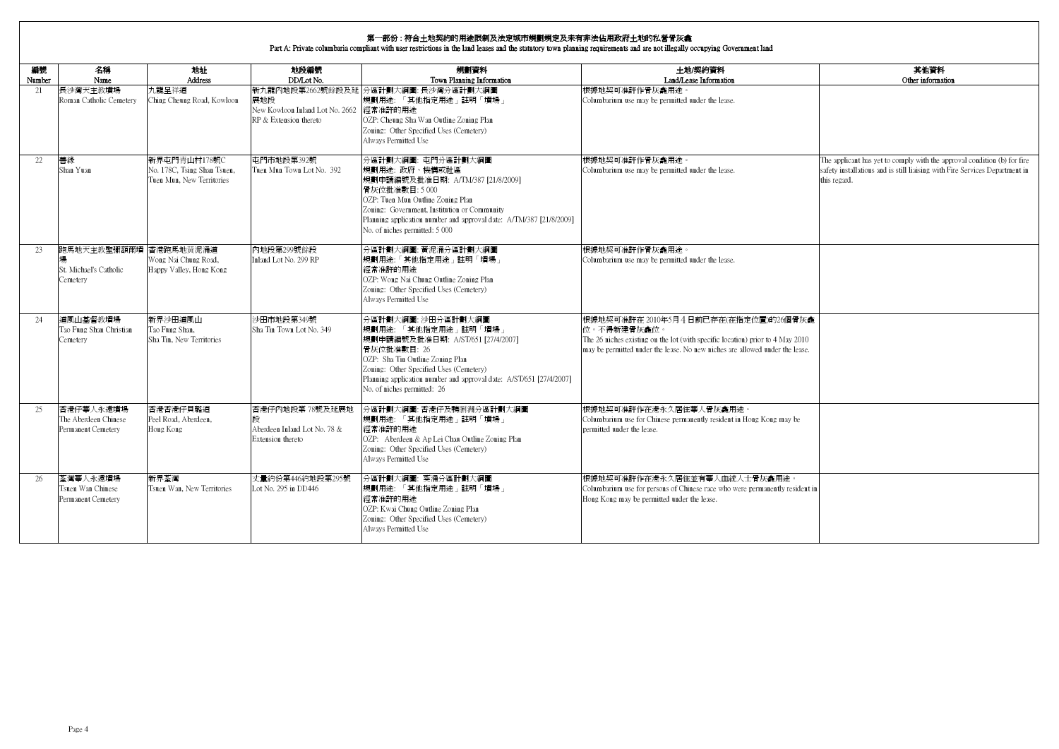## 第一部份：符合土地契約的用途限制及法定城市規劃規定及未有非法佔用政府土地的私營骨灰龕

Part A: Private columbaria compliant with user restrictions in the land leases and the statutory town planning requirements and are not illegally occupying Government land

| 編號<br>Number | 名稱<br>Name | 地址<br>Address | 地段編號<br>DD/Lot No. | 規劃資料<br>Town Planning Information | 土地/契約資料<br>Land/Lease Information | 其他資料<br>Other information |
|---|---|---|---|---|---|---|
| 21 | 長沙灣天主教墳場<br>Roman Catholic Cemetery | 九龍呈祥道<br>Ching Cheung Road, Kowloon | 新九龍內地段第2662號餘段及延展地段<br>New Kowloon Inland Lot No. 2662 RP & Extension thereto | 分區計劃大綱圖: 長沙灣分區計劃大綱圖<br>規劃用途: 「其他指定用途」註明「墳場」<br>經常准許的用途<br>OZP: Cheung Sha Wan Outline Zoning Plan<br>Zoning: Other Specified Uses (Cemetery)<br>Always Permitted Use | 根據地契可准許作骨灰龕用途。<br>Columbarium use may be permitted under the lease. | |
| 22 | 善緣<br>Shan Yuan | 新界屯門青山村178號C<br>No. 178C, Tsing Shan Tsuen, Tuen Mun, New Territories | 屯門市地段第392號<br>Tuen Mun Town Lot No. 392 | 分區計劃大綱圖: 屯門分區計劃大綱圖<br>規劃用途: 政府、機構或社區<br>規劃申請編號及批准日期: A/TM/387 [21/8/2009]<br>骨灰位批准數目: 5 000<br>OZP: Tuen Mun Outline Zoning Plan<br>Zoning: Government, Institution or Community<br>Planning application number and approval date: A/TM/387 [21/8/2009]<br>No. of niches permitted: 5 000 | 根據地契可准許作骨灰龕用途。<br>Columbarium use may be permitted under the lease. | The applicant has yet to comply with the approval condition (b) for fire safety installations and is still liaising with Fire Services Department in this regard. |
| 23 | 跑馬地天主教聖彌額爾墳場<br>St. Michael's Catholic Cemetery | 香港跑馬地黃泥涌道<br>Wong Nai Chung Road, Happy Valley, Hong Kong | 內地段第299號餘段<br>Inland Lot No. 299 RP | 分區計劃大綱圖: 黃泥涌分區計劃大綱圖<br>規劃用途:「其他指定用途」註明「墳場」<br>經常准許的用途<br>OZP: Wong Nai Chung Outline Zoning Plan<br>Zoning: Other Specified Uses (Cemetery)<br>Always Permitted Use | 根據地契可准許作骨灰龕用途。<br>Columbarium use may be permitted under the lease. | |
| 24 | 道風山基督教墳場<br>Tao Fung Shan Christian Cemetery | 新界沙田道風山<br>Tao Fung Shan, Sha Tin, New Territories | 沙田市地段第349號<br>Sha Tin Town Lot No. 349 | 分區計劃大綱圖: 沙田分區計劃大綱圖<br>規劃用途: 「其他指定用途」註明「墳場」<br>規劃申請編號及批准日期: A/ST/651 [27/4/2007]<br>骨灰位批准數目: 26<br>OZP: Sha Tin Outline Zoning Plan<br>Zoning: Other Specified Uses (Cemetery)<br>Planning application number and approval date: A/ST/651 [27/4/2007]<br>No. of niches permitted: 26 | 根據地契可准許在 2010年5月4日前已存在(在指定位置)的26個骨灰龕位。不得新建骨灰龕位。<br>The 26 niches existing on the lot (with specific location) prior to 4 May 2010 may be permitted under the lease. No new niches are allowed under the lease. | |
| 25 | 香港仔華人永遠墳場<br>The Aberdeen Chinese Permanent Cemetery | 香港香港仔貝璐道<br>Peel Road, Aberdeen, Hong Kong | 香港仔內地段第78號及延展地段<br>Aberdeen Inland Lot No. 78 & Extension thereto | 分區計劃大綱圖: 香港仔及鴨脷洲分區計劃大綱圖<br>規劃用途: 「其他指定用途」註明「墳場」<br>經常准許的用途<br>OZP: Aberdeen & Ap Lei Chau Outline Zoning Plan<br>Zoning: Other Specified Uses (Cemetery)<br>Always Permitted Use | 根據地契可准許作香港永久居住華人骨灰龕用途。<br>Columbarium use for Chinese permanently resident in Hong Kong may be permitted under the lease. | |
| 26 | 荃灣華人永遠墳場<br>Tsuen Wan Chinese Permanent Cemetery | 新界荃灣<br>Tsuen Wan, New Territories | 丈量約份第446約地段第295號<br>Lot No. 295 in DD446 | 分區計劃大綱圖: 葵涌分區計劃大綱圖<br>規劃用途: 「其他指定用途」註明「墳場」<br>經常准許的用途<br>OZP: Kwai Chung Outline Zoning Plan<br>Zoning: Other Specified Uses (Cemetery)<br>Always Permitted Use | 根據地契可准許作在港永久居住並有華人血統人士骨灰龕用途。<br>Columbarium use for persons of Chinese race who were permanently resident in Hong Kong may be permitted under the lease. | |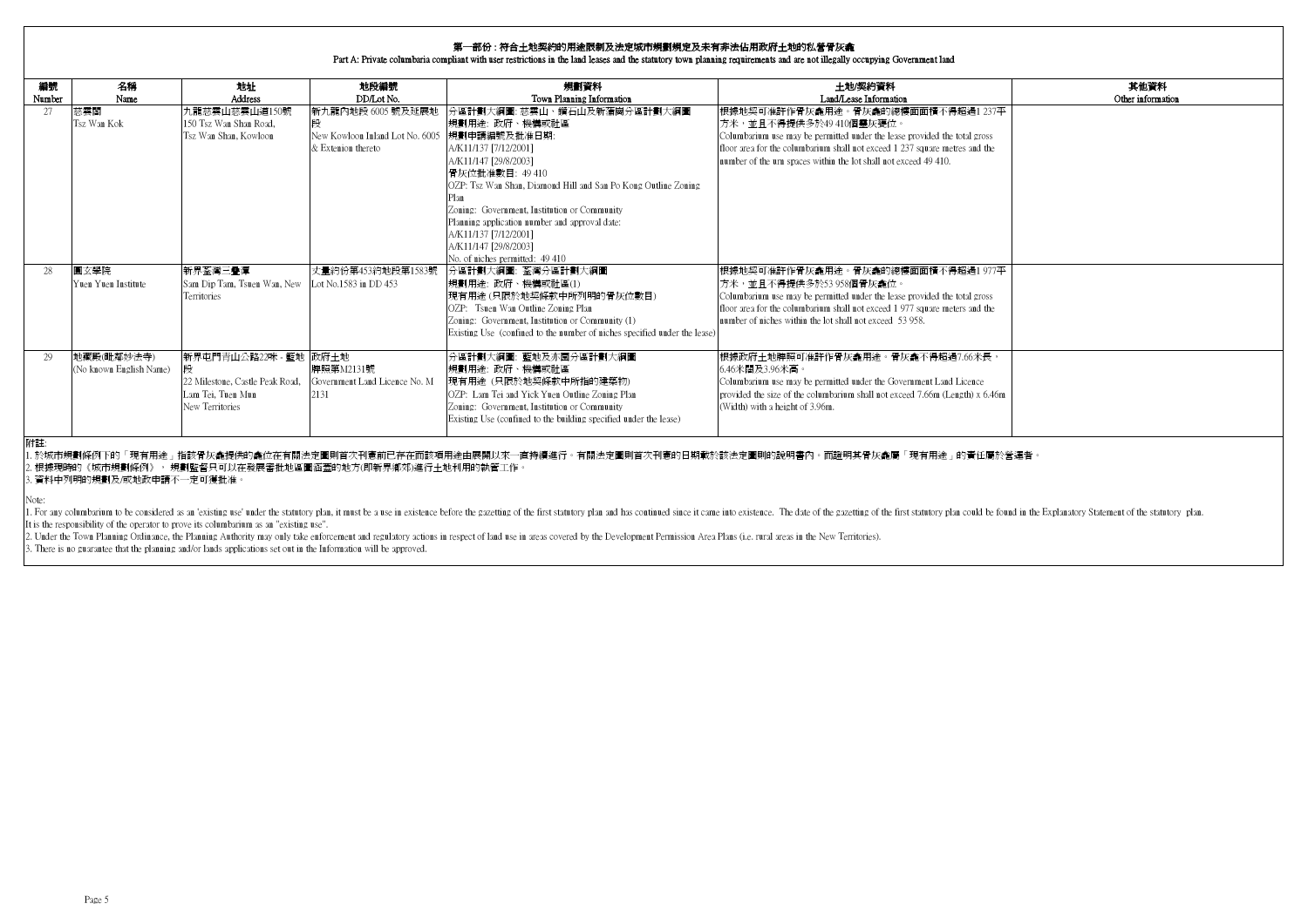## 第一部份：符合土地契約的用途限制及法定城市規劃規定及未有非法佔用政府土地的私營骨灰龕

Part A: Private columbaria compliant with user restrictions in the land leases and the statutory town planning requirements and are not illegally occupying Government land

| 編號<br>Number | 名稱<br>Name | 地址<br>Address | 地段編號<br>DD/Lot No. | 規劃資料<br>Town Planning Information | 土地/契約資料<br>Land/Lease Information | 其他資料<br>Other information |
|---|---|---|---|---|---|---|
| 27 | 慈雲閣<br>Tsz Wan Kok | 九龍慈雲山慈雲山道150號<br>150 Tsz Wan Shan Road, Tsz Wan Shan, Kowloon | 新九龍內地段 6005 號及延展地段<br>New Kowloon Inland Lot No. 6005 & Extension thereto | 分區計劃大綱圖: 慈雲山、鑽石山及新蒲崗分區計劃大綱圖<br>規劃用途: 政府、機構或社區<br>規劃申請編號及批准日期:<br>A/K11/137 [7/12/2001]<br>A/K11/147 [29/8/2003]<br>骨灰位批准數目: 49 410<br>OZP: Tsz Wan Shan, Diamond Hill and San Po Kong Outline Zoning Plan<br>Zoning: Government, Institution or Community<br>Planning application number and approval date:<br>A/K11/137 [7/12/2001]<br>A/K11/147 [29/8/2003]<br>No. of niches permitted: 49 410 | 根據地契可准許作骨灰龕用途。骨灰龕的總樓面面積不得超過1 237平方米，並且不得提供多於49 410個骨灰甕位。<br>Columbarium use may be permitted under the lease provided the total gross floor area for the columbarium shall not exceed 1 237 square metres and the number of the urn spaces within the lot shall not exceed 49 410. | |
| 28 | 圓玄學院<br>Yuen Yuen Institute | 新界荃灣三疊潭<br>Sam Dip Tam, Tsuen Wan, New Territories | 丈量約份第453約地段第1583號<br>Lot No.1583 in DD 453 | 分區計劃大綱圖: 荃灣分區計劃大綱圖<br>規劃用途: 政府、機構或社區(1)<br>現有用途 (只限於地契條款中所列明的骨灰位數目)<br>OZP: Tsuen Wan Outline Zoning Plan<br>Zoning: Government, Institution or Community (1)<br>Existing Use (confined to the number of niches specified under the lease) | 根據地契可准許作骨灰龕用途。骨灰龕的總樓面面積不得超過1 977平方米，並且不得提供多於53 958個骨灰龕位。<br>Columbarium use may be permitted under the lease provided the total gross floor area for the columbarium shall not exceed 1 977 square meters and the number of niches within the lot shall not exceed 53 958. | |
| 29 | 地藏殿(毗鄰妙法寺)<br>(No known English Name) | 新界屯門青山公路22咪，藍地段<br>22 Milestone, Castle Peak Road, Lam Tei, Tuen Mun New Territories | 政府土地<br>牌照第M2131號<br>Government Land Licence No. M 2131 | 分區計劃大綱圖: 藍地及亦園分區計劃大綱圖<br>規劃用途: 政府、機構或社區<br>現有用途 (只限於地契條款中所指的建築物)<br>OZP: Lam Tei and Yick Yuen Outline Zoning Plan<br>Zoning: Government, Institution or Community<br>Existing Use (confined to the building specified under the lease) | 根據政府土地牌照可准許作骨灰龕用途。骨灰龕不得超過7.66米長，6.46米闊及3.96米高。<br>Columbarium use may be permitted under the Government Land Licence provided the size of the columbarium shall not exceed 7.66m (Length) x 6.46m (Width) with a height of 3.96m. | |

附註:

1. 於城市規劃條例下的「現有用途」指該骨灰龕提供的龕位在有關法定圖則首次刊憲前已存在而該項用途由展開以來一直持續進行。有關法定圖則首次刊憲的日期載於該法定圖則的說明書內。而證明其骨灰龕屬「現有用途」的責任屬於營運者。
2. 根據現時的《城市規劃條例》，規劃監督只可以在發展審批地區圖涵蓋的地方(即新界鄉郊)進行土地利用的執管工作。
3. 資料中列明的規劃及/或地政申請不一定可獲批准。

Note:

1. For any columbarium to be considered as an 'existing use' under the statutory plan, it must be a use in existence before the gazetting of the first statutory plan and has continued since it came into existence. The date of the gazetting of the first statutory plan could be found in the Explanatory Statement of the statutory plan. It is the responsibility of the operator to prove its columbarium as an "existing use".
2. Under the Town Planning Ordinance, the Planning Authority may only take enforcement and regulatory actions in respect of land use in areas covered by the Development Permission Area Plans (i.e. rural areas in the New Territories).
3. There is no guarantee that the planning and/or lands applications set out in the Information will be approved.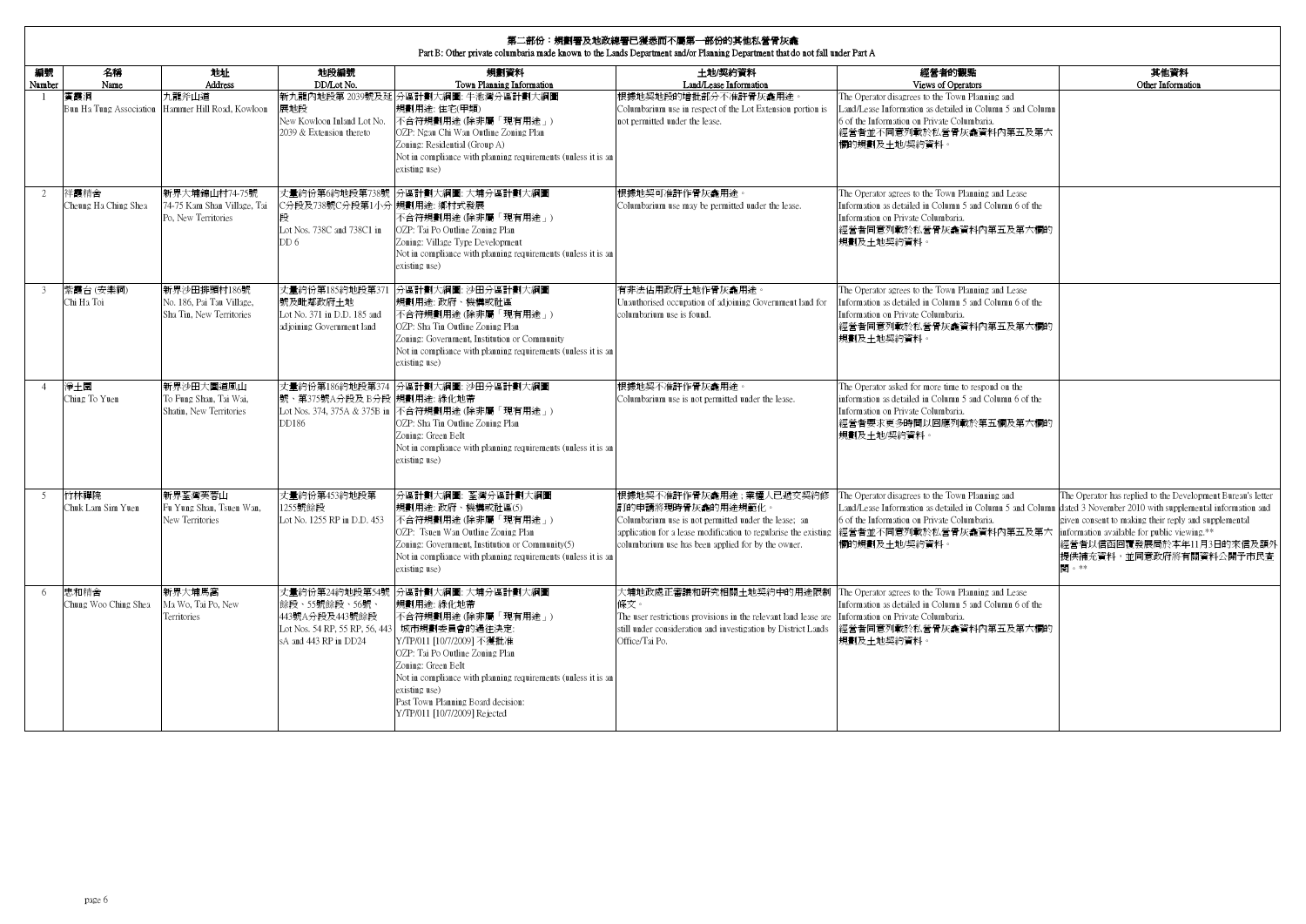# 第二部份：規劃署及地政總署已獲悉而不屬第一部份的其他私營骨灰龕

Part B: Other private columbaria made known to the Lands Department and/or Planning Department that do not fall under Part A

| 編號 Number | 名稱 Name | 地址 Address | 地段編號 DD/Lot No. | 規劃資料 Town Planning Information | 土地/契約資料 Land/Lease Information | 經營者的觀點 Views of Operators | 其他資料 Other Information |
|---|---|---|---|---|---|---|---|
| 1 | 賓霞洞 Bun Ha Tung Association | 九龍斧山道 Hammer Hill Road, Kowloon | 新九龍內地段第 2039號及延展地段 New Kowloon Inland Lot No. 2039 & Extension thereto | 分區計劃大綱圖: 牛池灣分區計劃大綱圖 規劃用途: 住宅(甲類) 不合符規劃用途 (除非屬「現有用途」) OZP: Ngau Chi Wan Outline Zoning Plan Zoning: Residential (Group A) Not in compliance with planning requirements (unless it is an existing use) | 根據地契地段的增批部分不准許骨灰龕用途。 Columbarium use in respect of the Lot Extension portion is not permitted under the lease. | The Operator disagrees to the Town Planning and Land/Lease Information as detailed in Column 5 and Column 6 of the Information on Private Columbaria. 經營者並不同意列載於私營骨灰龕資料內第五及第六欄的規劃及土地/契約資料。 | |
| 2 | 祥霞精舍 Cheung Ha Ching Shea | 新界大埔錦山村74-75號 74-75 Kam Shan Village, Tai Po, New Territories | 丈量約份第6約地段第738號C分段及738號C分段第1小分段 Lot Nos. 738C and 738C1 in DD 6 | 分區計劃大綱圖: 大埔分區計劃大綱圖 規劃用途: 鄉村式發展 不合符規劃用途 (除非屬「現有用途」) OZP: Tai Po Outline Zoning Plan Zoning: Village Type Development Not in compliance with planning requirements (unless it is an existing use) | 根據地契可准許作骨灰龕用途。 Columbarium use may be permitted under the lease. | The Operator agrees to the Town Planning and Lease Information as detailed in Column 5 and Column 6 of the Information on Private Columbaria. 經營者同意列載於私營骨灰龕資料內第五及第六欄的規劃及土地契約資料。 | |
| 3 | 紫霞台 (安樂祠) Chi Ha Toi | 新界沙田排頭村186號 No. 186, Pai Tau Village, Sha Tin, New Territories | 丈量約份第185約地段第371號及毗鄰政府土地 Lot No. 371 in D.D. 185 and adjoining Government land | 分區計劃大綱圖: 沙田分區計劃大綱圖 規劃用途: 政府、機構或社區 不合符規劃用途 (除非屬「現有用途」) OZP: Sha Tin Outline Zoning Plan Zoning: Government, Institution or Community Not in compliance with planning requirements (unless it is an existing use) | 有非法佔用政府土地作骨灰龕用途。 Unauthorised occupation of adjoining Government land for columbarium use is found. | The Operator agrees to the Town Planning and Lease Information as detailed in Column 5 and Column 6 of the Information on Private Columbaria. 經營者同意列載於私營骨灰龕資料內第五及第六欄的規劃及土地契約資料。 | |
| 4 | 淨土園 Ching To Yuen | 新界沙田大圍道風山 To Fung Shan, Tai Wai, Shatin, New Territories | 丈量約份第186約地段第374號、第375號A分段及 B分段 Lot Nos. 374, 375A & 375B in DD186 | 分區計劃大綱圖: 沙田分區計劃大綱圖 規劃用途: 綠化地帶 不合符規劃用途 (除非屬「現有用途」) OZP: Sha Tin Outline Zoning Plan Zoning: Green Belt Not in compliance with planning requirements (unless it is an existing use) | 根據地契不准許作骨灰龕用途。 Columbarium use is not permitted under the lease. | The Operator asked for more time to respond on the information as detailed in Column 5 and Column 6 of the Information on Private Columbaria. 經營者要求更多時間以回應列載於第五欄及第六欄的規劃及土地/契約資料。 | |
| 5 | 竹林禪院 Chuk Lam Sim Yuen | 新界荃灣芙蓉山 Fu Yung Shan, Tsuen Wan, New Territories | 丈量約份第453約地段第1255號餘段 Lot No. 1255 RP in D.D. 453 | 分區計劃大綱圖: 荃灣分區計劃大綱圖 規劃用途: 政府、機構或社區(5) 不合符規劃用途 (除非屬「現有用途」) OZP: Tsuen Wan Outline Zoning Plan Zoning: Government, Institution or Community(5) Not in compliance with planning requirements (unless it is an existing use) | 根據地契不准許作骨灰龕用途；業權人已遞交契約修訂的申請將現時骨灰龕的用途規範化。 Columbarium use is not permitted under the lease; an application for a lease modification to regularise the existing columbarium use has been applied for by the owner. | The Operator disagrees to the Town Planning and Land/Lease Information as detailed in Column 5 and Column 6 of the Information on Private Columbaria. 經營者並不同意列載於私營骨灰龕資料內第五及第六欄的規劃及土地/契約資料。 | The Operator has replied to the Development Bureau's letter dated 3 November 2010 with supplemental information and given consent to making their reply and supplemental information available for public viewing.** 經營者以信函回覆發展局於本年11月3日的來信及額外提供補充資料，並同意政府將有關資料公開予市民查閱。** |
| 6 | 忠和精舍 Chung Woo Ching Shea | 新界大埔馬窩 Ma Wo, Tai Po, New Territories | 丈量約份第24約地段第54號餘段、55號餘段、56號、443號A分段及443號餘段 Lot Nos. 54 RP, 55 RP, 56, 443 sA and 443 RP in DD24 | 分區計劃大綱圖: 大埔分區計劃大綱圖 規劃用途: 綠化地帶 不合符規劃用途 (除非屬「現有用途」) 城市規劃委員會的過往決定: Y/TP/011 [10/7/2009] 不獲批准 OZP: Tai Po Outline Zoning Plan Zoning: Green Belt Not in compliance with planning requirements (unless it is an existing use) Past Town Planning Board decision: Y/TP/011 [10/7/2009] Rejected | 大埔地政處正審議和研究相關土地契約中的用途限制條文。 The user restrictions provisions in the relevant land lease are still under consideration and investigation by District Lands Office/Tai Po. | The Operator agrees to the Town Planning and Lease Information as detailed in Column 5 and Column 6 of the Information on Private Columbaria. 經營者同意列載於私營骨灰龕資料內第五及第六欄的規劃及土地契約資料。 | |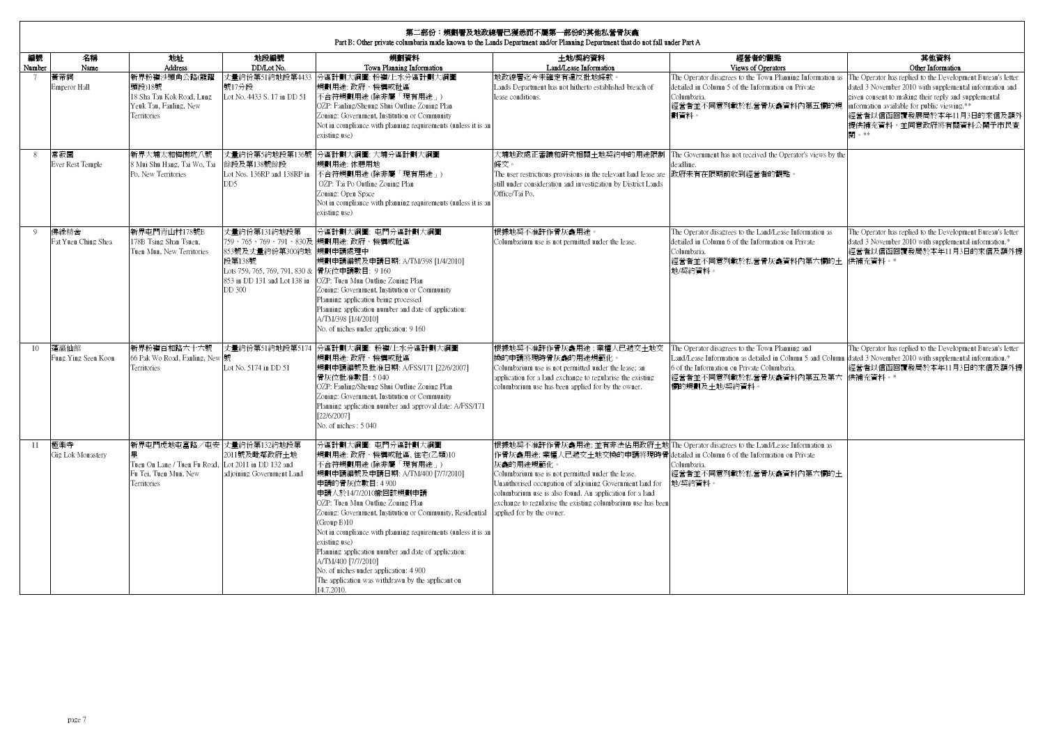# 第二部份：規劃署及地政總署已獲悉而不屬第一部份的其他私營骨灰龕

Part B: Other private columbaria made known to the Lands Department and/or Planning Department that do not fall under Part A

| 編號 Number | 名稱 Name | 地址 Address | 地段編號 DD/Lot No. | 規劃資料 Town Planning Information | 土地/契約資料 Land/Lease Information | 經營者的觀點 Views of Operators | 其他資料 Other Information |
|---|---|---|---|---|---|---|---|
| 7 | 蓄帝祠 Emperor Hall | 新界粉嶺沙頭角公路(龍躍頭段)18號 18 Sha Tau Kok Road, Lung Yeuk Tau, Fanling, New Territories | 丈量約份第51約地段第4433號17分段 Lot No. 4433 S. 17 in DD 51 | 分區計劃大綱圖: 粉嶺/上水分區計劃大綱圖<br>規劃用途: 政府、機構或社區<br>不合符規劃用途 (除非屬「現有用途」)<br>OZP: Fanling/Sheung Shui Outline Zoning Plan<br>Zoning: Government, Institution or Community<br>Not in compliance with planning requirements (unless it is an existing use) | 地政總署迄今未確定有違反批地條款。<br>Lands Department has not hitherto established breach of lease conditions. | The Operator disagrees to the Town Planning Information as detailed in Column 5 of the Information on Private Columbaria.<br>經營者並不同意列載於私營骨灰龕資料內第五欄的規劃資料。 | The Operator has replied to the Development Bureau's letter dated 3 November 2010 with supplemental information and given consent to making their reply and supplemental information available for public viewing.**<br>經營者以信函回覆發展局於本年11月3日的來信及額外提供補充資料，並同意政府將有關資料公開予市民查閱。** |
| 8 | 常寂園 Ever Rest Temple | 新界大埔太和梅樹坑八號 8 Mui Shu Hang, Tai Wo, Tai Po, New Territories | 丈量約份第5約地段第136號餘段及第138號餘段 Lot Nos. 136RP and 138RP in DD5 | 分區計劃大綱圖: 大埔分區計劃大綱圖<br>規劃用途: 休憩用地<br>不合符規劃用途 (除非屬「現有用途」)<br>OZP: Tai Po Outline Zoning Plan<br>Zoning: Open Space<br>Not in compliance with planning requirements (unless it is an existing use) | 大埔地政處正審議和研究相關土地契約中的用途限制條文。<br>The user restrictions provisions in the relevant land lease are still under consideration and investigation by District Lands Office/Tai Po. | The Government has not received the Operator's views by the deadline.<br>政府未有在限期前收到經營者的觀點。 | |
| 9 | 佛緣精舍 Fat Yuen Ching Shea | 新界屯門青山村178號B 178B Tsing Shan Tsuen, Tuen Mun, New Territories | 丈量約份第131約地段第759、765、769、791、830及853號及丈量約份第300約地段第138號<br>Lots 759, 765, 769, 791, 830 & 853 in DD 131 and Lot 138 in DD 300 | 分區計劃大綱圖: 屯門分區計劃大綱圖<br>規劃用途: 政府、機構或社區<br>規劃申請處理中<br>規劃申請編號及申請日期: A/TM/398 [1/4/2010]<br>骨灰位申請數目: 9 160<br>OZP: Tuen Mun Outline Zoning Plan<br>Zoning: Government, Institution or Community<br>Planning application being processed<br>Planning application number and date of application: A/TM/398 [1/4/2010]<br>No. of niches under application: 9 160 | 根據地契不准許作骨灰龕用途。<br>Columbarium use is not permitted under the lease. | The Operator disagrees to the Land/Lease Information as detailed in Column 6 of the Information on Private Columbaria.<br>經營者並不同意列載於私營骨灰龕資料內第六欄的土地/契約資料。 | The Operator has replied to the Development Bureau's letter dated 3 November 2010 with supplemental information.*<br>經營者以信函回覆發展局於本年11月3日的來信及額外提供補充資料。* |
| 10 | 蓬瀛仙館 Fung Ying Seen Koon | 新界粉嶺百和路六十六號 66 Pak Wo Road, Fanling, New Territories | 丈量約份第51約地段第5174號 Lot No. 5174 in DD 51 | 分區計劃大綱圖: 粉嶺/上水分區計劃大綱圖<br>規劃用途: 政府、機構或社區<br>規劃申請編號及批准日期: A/FSS/171 [22/6/2007]<br>骨灰位批准數目: 5 040<br>OZP: Fanling/Sheung Shui Outline Zoning Plan<br>Zoning: Government, Institution or Community<br>Planning application number and approval date: A/FSS/171 [22/6/2007]<br>No. of niches : 5 040 | 根據地契不准許作骨灰龕用途；業權人已遞交土地交換的申請將現時骨灰龕的用途規範化。<br>Columbarium use is not permitted under the lease; an application for a land exchange to regularise the existing columbarium use has been applied for by the owner. | The Operator disagrees to the Town Planning and Land/Lease Information as detailed in Column 5 and Column 6 of the Information on Private Columbaria.<br>經營者並不同意列載於私營骨灰龕資料內第五及第六欄的規劃及土地/契約資料。 | The Operator has replied to the Development Bureau's letter dated 3 November 2010 with supplemental information.*<br>經營者以信函回覆發展局於本年11月3日的來信及額外提供補充資料。* |
| 11 | 極樂寺 Gig Lok Monastery | 新界屯門虎地屯富路／屯安里 Tuen On Lane / Tuen Fu Road, Fu Tei, Tuen Mun, New Territories | 丈量約份第132約地段第2011號及毗鄰政府土地 Lot 2011 in DD 132 and adjoining Government Land | 分區計劃大綱圖: 屯門分區計劃大綱圖<br>規劃用途: 政府、機構或社區, 住宅(乙類)10<br>不合符規劃用途 (除非屬「現有用途」)<br>規劃申請編號及申請日期: A/TM/400 [7/7/2010]<br>申請的骨灰位數目: 4 900<br>申請人於14/7/2010撤回該規劃申請<br>OZP: Tuen Mun Outline Zoning Plan<br>Zoning: Government, Institution or Community, Residential (Group B)10<br>Not in compliance with planning requirements (unless it is an existing use)<br>Planning application number and date of application: A/TM/400 [7/7/2010]<br>No. of niches under application: 4 900<br>The application was withdrawn by the applicant on 14.7.2010. | 根據地契不准許作骨灰龕用途; 並有非法佔用政府土地作骨灰龕用途; 業權人已遞交土地交換的申請將現時骨灰龕的用途規範化。<br>Columbarium use is not permitted under the lease. Unauthorised occupation of adjoining Government land for columbarium use is also found. An application for a land exchange to regularise the existing columbarium use has been applied for by the owner. | The Operator disagrees to the Land/Lease Information as detailed in Column 6 of the Information on Private Columbaria.<br>經營者並不同意列載於私營骨灰龕資料內第六欄的土地/契約資料。 | |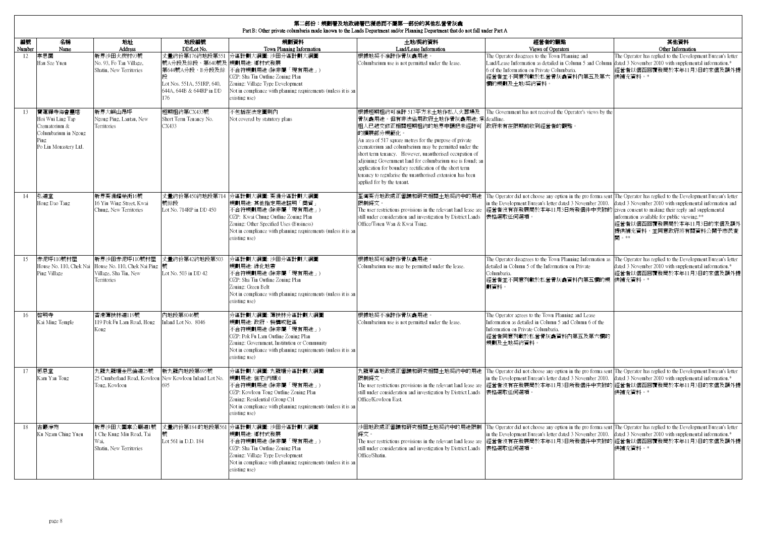## 第二部份：規劃署及地政總署已獲悉而不屬第一部份的其他私營骨灰龕
Part B: Other private columbaria made known to the Lands Department and/or Planning Department that do not fall under Part A

| 編號 Number | 名稱 Name | 地址 Address | 地段編號 DD/Lot No. | 規劃資料 Town Planning Information | 土地/契約資料 Land/Lease Information | 經營者的觀點 Views of Operators | 其他資料 Other Information |
|---|---|---|---|---|---|---|---|
| 12 | 孝思園 Hau Sze Yuen | 新界沙田火炭村93號 No. 93, Fo Tan Village, Shatin, New Territories | 丈量約份第176約地段第551號A分段及餘段、第640號及第644號A分段、B分段及餘段 Lot Nos. 551A, 551RP, 640, 644A, 644B & 644RP in DD 176 | 分區計劃大綱圖: 沙田分區計劃大綱圖 規劃用途: 鄉村式發展 不合符規劃用途 (除非屬「現有用途」) OZP: Sha Tin Outline Zoning Plan Zoning: Village Type Development Not in compliance with planning requirements (unless it is an existing use) | 根據地契不准許作骨灰龕用途。 Columbarium use is not permitted under the lease. | The Operator disagrees to the Town Planning and Land/Lease Information as detailed in Column 5 and Column 6 of the Information on Private Columbaria. 經營者並不同意列載於私營骨灰龕資料內第五及第六欄的規劃及土地/契約資料。 | The Operator has replied to the Development Bureau's letter dated 3 November 2010 with supplemental information.* 經營者以信函回覆發展局於本年11月3日的來信及額外提供補充資料。* |
| 13 | 寶蓮禪寺海會靈塔 Hoi Wui Ling Tap Crematorium & Columbarium in Ngong Ping Po Lin Monastery Ltd. | 新界大嶼山昂坪 Ngong Ping, Lantau, New Territories | 短期租約第CX433號 Short Term Tenancy No. CX433 | 不包括在法定圖則內 Not covered by statutory plans | 根據短期租約可准許 517平方米土地作私人火葬場及骨灰龕用途。但有非法佔用政府土地作骨灰龕用途; 承租人已遞交修正相關短期租約的地界申請把未經許可的擴展部分規範化。 An area of 517 square metres for the purpose of private crematorium and columbarium may be permitted under the short term tenancy. However, unauthorised occupation of adjoining Government land for columbarium use is found; an application for boundary rectification of the short term tenancy to regularise the unauthorised extension has been applied for by the tenant. | The Government has not received the Operator's views by the deadline. 政府未有在限期前收到經營者的觀點。 | |
| 14 | 弘道堂 Hong Dao Tang | 新界葵涌榮業街16號 16 Yin Wing Street, Kwai Chung, New Territories | 丈量約份第450約地段第714號餘段 Lot No. 714RP in DD 450 | 分區計劃大綱圖: 葵涌分區計劃大綱圖 規劃用途: 其他指定用途註明「商貿」 不合符規劃用途 (除非屬「現有用途」) OZP: Kwai Chung Outline Zoning Plan Zoning: Other Specified Uses (Business) Not in compliance with planning requirements (unless it is an existing use) | 荃灣葵青地政處正審議和研究相關土地契約中的用途限制條文。 The user restrictions provisions in the relevant land lease are still under consideration and investigation by District Lands Office/Tsuen Wan & Kwai Tsing. | The Operator did not choose any option in the pro forma sent in the Development Bureau's letter dated 3 November 2010. 經營者沒有在發展局於本年11月3日所發信件中夾附的表格選取任何選項。 | The Operator has replied to the Development Bureau's letter dated 3 November 2010 with supplemental information and given consent to making their reply and supplemental information available for public viewing.** 經營者以信函回覆發展局於本年11月3日的來信及額外提供補充資料，並同意政府將有關資料公開予市民查閱。** |
| 15 | 赤泥坪110號村屋 House No. 110, Chek Nai Ping Village | 新界沙田赤泥坪110號村屋 House No. 110, Chek Nai Ping Village, Sha Tin, New Territories | 丈量約份第42約地段第503號 Lot No. 503 in DD 42 | 分區計劃大綱圖: 沙田分區計劃大綱圖 規劃用途: 綠化地帶 不合符規劃用途 (除非屬「現有用途」) OZP: Sha Tin Outline Zoning Plan Zoning: Green Belt Not in compliance with planning requirements (unless it is an existing use) | 根據地契可准許作骨灰龕用途。 Columbarium use may be permitted under the lease. | The Operator disagrees to the Town Planning Information as detailed in Column 5 of the Information on Private Columbaria. 經營者並不同意列載於私營骨灰龕資料內第五欄的規劃資料。 | The Operator has replied to the Development Bureau's letter dated 3 November 2010 with supplemental information.* 經營者以信函回覆發展局於本年11月3日的來信及額外提供補充資料。* |
| 16 | 啓明寺 Kai Ming Temple | 香港薄扶林道119號 119 Pok Fu Lam Road, Hong Kong | 內地段第8046號 Inland Lot No. 8046 | 分區計劃大綱圖: 薄扶林分區計劃大綱圖 規劃用途: 政府、機構或社區 不合符規劃用途 (除非屬「現有用途」) OZP: Pok Fu Lam Outline Zoning Plan Zoning: Government, Institution or Community Not in compliance with planning requirements (unless it is an existing use) | 根據地契不准許作骨灰龕用途。 Columbarium use is not permitted under the lease. | The Operator agrees to the Town Planning and Lease Information as detailed in Column 5 and Column 6 of the Information on Private Columbaria. 經營者同意列載於私營骨灰龕資料內第五及第六欄的規劃及土地契約資料。 | |
| 17 | 感恩堂 Kam Yan Tong | 九龍九龍塘金巴倫道25號 25 Cumberland Road, Kowloon Tong, Kowloon | 新九龍內地段第695號 New Kowloon Inland Lot No. 695 | 分區計劃大綱圖: 九龍塘分區計劃大綱圖 規劃用途: 住宅(丙類)1 不合符規劃用途 (除非屬「現有用途」) OZP: Kowloon Tong Outline Zoning Plan Zoning: Residential (Group C)1 Not in compliance with planning requirements (unless it is an existing use) | 九龍東區地政處正審議和研究相關土地契約中的用途限制條文。 The user restrictions provisions in the relevant land lease are still under consideration and investigation by District Lands Office/Kowloon East. | The Operator did not choose any option in the pro forma sent in the Development Bureau's letter dated 3 November 2010. 經營者沒有在發展局於本年11月3日所發信件中夾附的表格選取任何選項。 | The Operator has replied to the Development Bureau's letter dated 3 November 2010 with supplemental information.* 經營者以信函回覆發展局於本年11月3日的來信及額外提供補充資料。* |
| 18 | 古巖淨苑 Ku Ngam Ching Yuen | 新界沙田大圍車公廟道1號 1 Che Kung Miu Road, Tai Wai, Shatin, New Territories | 丈量約份第184約地段第561號 Lot 561 in D.D. 184 | 分區計劃大綱圖: 沙田分區計劃大綱圖 規劃用途: 鄉村式發展 不合符規劃用途 (除非屬「現有用途」) OZP: Sha Tin Outline Zoning Plan Zoning: Village Type Development Not in compliance with planning requirements (unless it is an existing use) | 沙田地政處正審議和研究相關土地契約中的用途限制條文。 The user restrictions provisions in the relevant land lease are still under consideration and investigation by District Lands Office/Shatin. | The Operator did not choose any option in the pro forma sent in the Development Bureau's letter dated 3 November 2010. 經營者沒有在發展局於本年11月3日所發信件中夾附的表格選取任何選項。 | The Operator has replied to the Development Bureau's letter dated 3 November 2010 with supplemental information.* 經營者以信函回覆發展局於本年11月3日的來信及額外提供補充資料。* |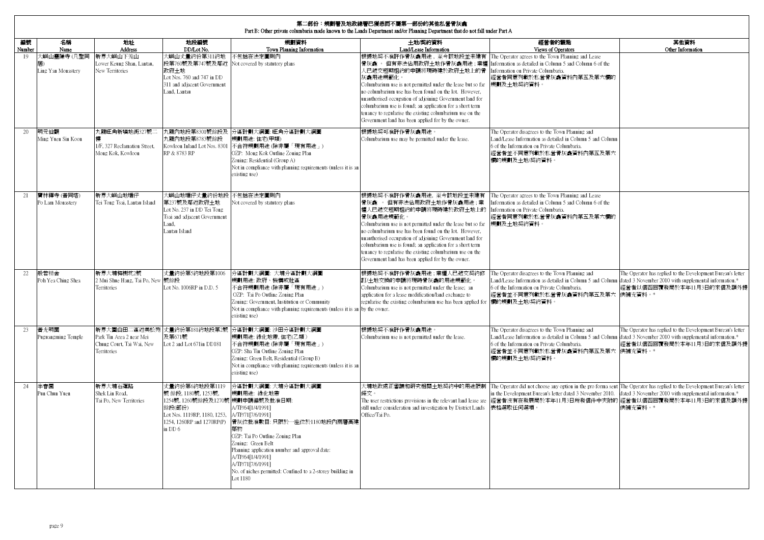## 第二部份：規劃署及地政總署已獲悉而不屬第一部份的其他私營骨灰龕
## Part B: Other private columbaria made known to the Lands Department and/or Planning Department that do not fall under Part A

| 編號 Number | 名稱 Name | 地址 Address | 地段編號 DD/Lot No. | 規劃資料 Town Planning Information | 土地/契約資料 Land/Lease Information | 經營者的觀點 Views of Operators | 其他資料 Other Information |
|---|---|---|---|---|---|---|---|
| 19 | 大嶼山靈隱寺 (凡聖同居)<br>Ling Yan Monastery | 新界大嶼山下羗山<br>Lower Keung Shan, Lantau, New Territories | 大嶼山丈量約份第311約地段第760號及第747號及鄰近政府土地<br>Lot Nos. 760 and 747 in DD 311 and adjacent Government Land, Lantau | 不包括在法定圖則內<br>Not covered by statutory plans | 根據地契不准許作骨灰龕用途，至今該地段並未建有骨灰龕 。 但有非法佔用政府土地作骨灰龕用途；業權人已遞交短期租約的申請將現時建於政府土地上的骨灰龕用途規範化。<br>Columbarium use is not permitted under the lease but so far no columbarium use has been found on the lot. However, unauthorised occupation of adjoining Government land for columbarium use is found; an application for a short term tenancy to regularise the existing columbarium use on the Government land has been applied for by the owner. | The Operator agrees to the Town Planning and Lease Information as detailed in Column 5 and Column 6 of the Information on Private Columbaria.<br>經營者同意列載於私營骨灰龕資料內第五及第六欄的規劃及土地契約資料。 | |
| 20 | 明元仙觀<br>Ming Yuen Sin Koon | 九龍旺角新填地街327號二樓<br>1/F, 327 Reclamation Street, Mong Kok, Kowloon | 九龍內地段第8301號餘段及九龍內地段第8783號餘段<br>Kowloon Inland Lot Nos. 8301 RP & 8783 RP | 分區計劃大綱圖: 旺角分區計劃大綱圖<br>規劃用途: 住宅(甲類)<br>不合符規劃用途 (除非屬「現有用途」)<br>OZP: Mong Kok Outline Zoning Plan<br>Zoning: Residential (Group A)<br>Not in compliance with planning requirements (unless it is an existing use) | 根據地契可准許作骨灰龕用途。<br>Columbarium use may be permitted under the lease. | The Operator disagrees to the Town Planning and Land/Lease Information as detailed in Column 5 and Column 6 of the Information on Private Columbaria.<br>經營者並不同意列載於私營骨灰龕資料內第五及第六欄的規劃及土地/契約資料。 | |
| 21 | 寶林禪寺 (普同塔)<br>Po Lam Monastery | 新界大嶼山地塘仔<br>Tei Tong Tsai, Lantau Island | 大嶼山地塘仔丈量約份地段第237號及鄰近政府土地<br>Lot No. 237 in DD Tei Tong Tsai and adjacent Government Land, Lantau Island | 不包括在法定圖則內<br>Not covered by statutory plans | 根據地契不准許作骨灰龕用途, 至今該地段並未建有骨灰龕 。 但有非法佔用政府土地作骨灰龕用途；業權人已遞交短期租約的申請將現時建於政府土地上的骨灰龕用途規範化。<br>Columbarium use is not permitted under the lease but so far no columbarium use has been found on the lot. However, unauthorised occupation of adjoining Government land for columbarium use is found; an application for a short term tenancy to regularise the existing columbarium use on the Government land has been applied for by the owner. | The Operator agrees to the Town Planning and Lease Information as detailed in Column 5 and Column 6 of the Information on Private Columbaria.<br>經營者同意列載於私營骨灰龕資料內第五及第六欄的規劃及土地契約資料。 | |
| 22 | 般若精舍<br>Poh Yea Ching Shea | 新界大埔梅樹坑2號<br>2 Mui Shue Hang, Tai Po, New Territories | 丈量約份第5約地段第1006號餘段<br>Lot No. 1006RP in D.D. 5 | 分區計劃大綱圖: 大埔分區計劃大綱圖<br>規劃用途: 政府、機構或社區<br>不合符規劃用途 (除非屬「現有用途」)<br>OZP: Tai Po Outline Zoning Plan<br>Zoning: Government, Institution or Community<br>Not in compliance with planning requirements (unless it is an existing use) | 根據地契不准許作骨灰龕用途；業權人已遞交契約修訂/土地交換的申請將現時骨灰龕的用途規範化。<br>Columbarium use is not permitted under the lease; an application for a lease modification/land exchange to regularise the existing columbarium use has been applied for by the owner. | The Operator disagrees to the Town Planning and Land/Lease Information as detailed in Column 5 and Column 6 of the Information on Private Columbaria.<br>經營者並不同意列載於私營骨灰龕資料內第五及第六欄的規劃及土地/契約資料。 | The Operator has replied to the Development Bureau's letter dated 3 November 2010 with supplemental information.*<br>經營者以信函回覆發展局於本年11月3日的來信及額外提供補充資料。* |
| 23 | 普光明園<br>Puguangming Temple | 新界大圍白田二區近美松苑<br>Park Tin Area 2 near Mei Chung Court, Tai Wai, New Territories | 丈量約份第181約地段第2號及第671號<br>Lot 2 and Lot 671 in DD181 | 分區計劃大綱圖: 沙田分區計劃大綱圖<br>規劃用途: 綠化地帶, 住宅(乙類)<br>不合符規劃用途 (除非屬「現有用途」)<br>OZP: Sha Tin Outline Zoning Plan<br>Zoning: Green Belt, Residential (Group B)<br>Not in compliance with planning requirements (unless it is an existing use) | 根據地契不准許作骨灰龕用途。<br>Columbarium use is not permitted under the lease. | The Operator disagrees to the Town Planning and Land/Lease Information as detailed in Column 5 and Column 6 of the Information on Private Columbaria.<br>經營者並不同意列載於私營骨灰龕資料內第五及第六欄的規劃及土地/契約資料。 | The Operator has replied to the Development Bureau's letter dated 3 November 2010 with supplemental information.*<br>經營者以信函回覆發展局於本年11月3日的來信及額外提供補充資料。* |
| 24 | 半春園<br>Pun Chun Yuen | 新界大埔石蓮路<br>Shek Lin Road, Tai Po, New Territories | 丈量約份第6約地段第1119號 餘段, 1180號, 1253號, 1254號, 1260號餘段及1270號餘段(部份)<br>Lot Nos. 1119RP, 1180, 1253, 1254, 1260RP and 1270RP(P) in DD 6 | 分區計劃大綱圖: 大埔分區計劃大綱圖<br>規劃用途: 綠化地帶<br>規劃申請編號及批准日期:<br>A/TP/64[1/4/1991]<br>A/TP/71[7/6/1991]<br>骨灰位批准數目: 只限於一座位於1180地段內兩層高建築物<br>OZP: Tai Po Outline Zoning Plan<br>Zoning: Green Belt<br>Planning application number and approval date:<br>A/TP/64[1/4/1991]<br>A/TP/71[7/6/1991]<br>No. of niches permitted: Confined to a 2-storey building in Lot 1180 | 大埔地政處正審議和研究相關土地契約中的用途限制條文。<br>The user restrictions provisions in the relevant land lease are still under consideration and investigation by District Lands Office/Tai Po. | The Operator did not choose any option in the pro forma sent in the Development Bureau's letter dated 3 November 2010.<br>經營者沒有在發展局於本年11月3日所發信件中夾附的表格選取任何選項。 | The Operator has replied to the Development Bureau's letter dated 3 November 2010 with supplemental information.*<br>經營者以信函回覆發展局於本年11月3日的來信及額外提供補充資料。* |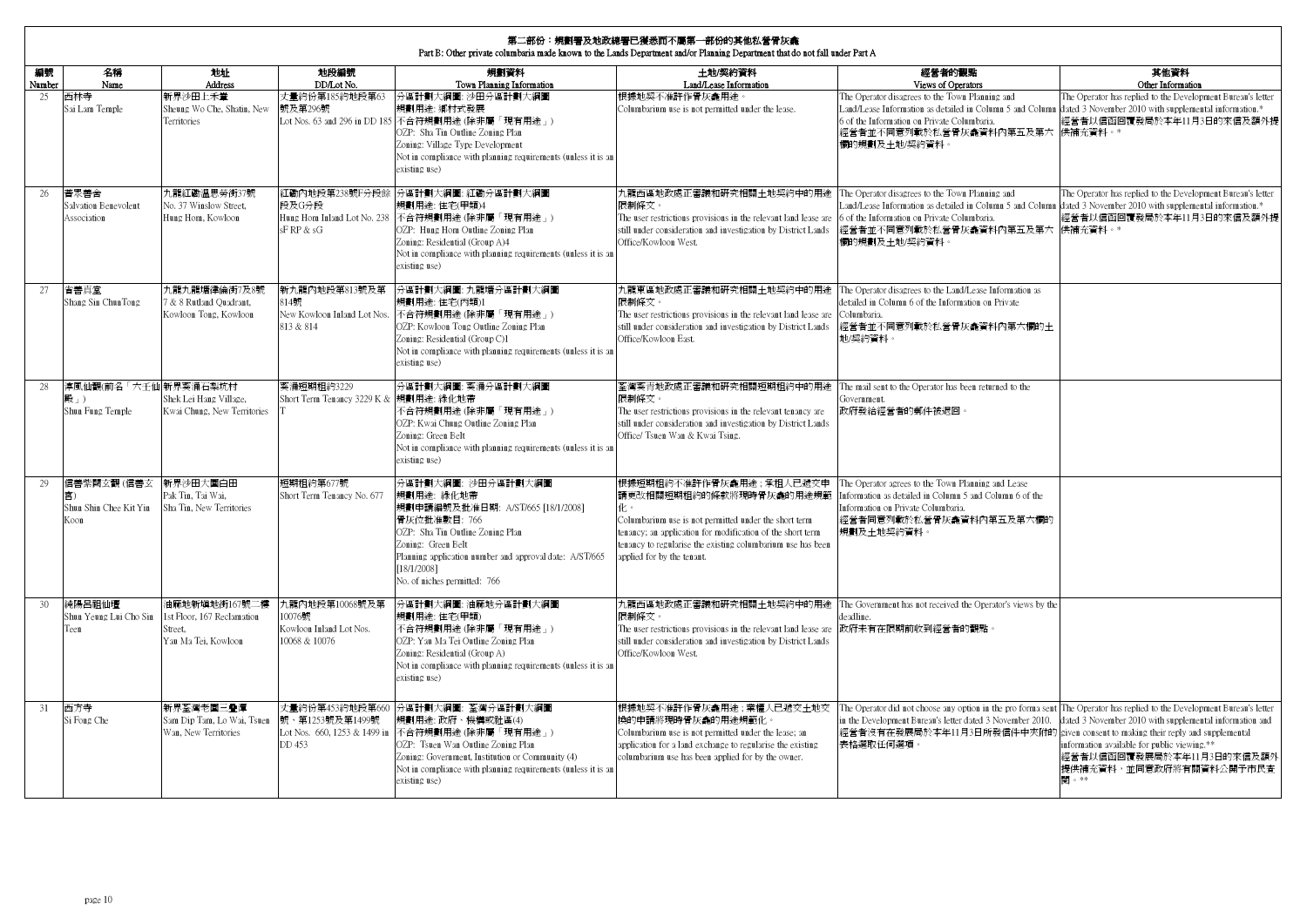# 第二部份：規劃署及地政總署已獲悉而不屬第一部份的其他私營骨灰龕

Part B: Other private columbaria made known to the Lands Department and/or Planning Department that do not fall under Part A

| 編號 Number | 名稱 Name | 地址 Address | 地段編號 DD/Lot No. | 規劃資料 Town Planning Information | 土地/契約資料 Land/Lease Information | 經營者的觀點 Views of Operators | 其他資料 Other Information |
|---|---|---|---|---|---|---|---|
| 25 | 西林寺 Sai Lam Temple | 新界沙田上禾輋 Sheung Wo Che, Shatin, New Territories | 丈量約份第185約地段第63號及第296號 Lot Nos. 63 and 296 in DD 185 | 分區計劃大綱圖: 沙田分區計劃大綱圖 規劃用途: 鄉村式發展 不合符規劃用途 (除非屬「現有用途」) OZP: Sha Tin Outline Zoning Plan Zoning: Village Type Development Not in compliance with planning requirements (unless it is an existing use) | 根據地契不准許作骨灰龕用途。 Columbarium use is not permitted under the lease. | The Operator disagrees to the Town Planning and Land/Lease Information as detailed in Column 5 and Column 6 of the Information on Private Columbaria. 經營者並不同意列載於私營骨灰龕資料內第五及第六欄的規劃及土地/契約資料。 | The Operator has replied to the Development Bureau's letter dated 3 November 2010 with supplemental information.* 經營者以信函回覆發展局於本年11月3日的來信及額外提供補充資料。* |
| 26 | 普眾善舍 Salvation Benevolent Association | 九龍紅磡溫思勞街37號 No. 37 Winslow Street, Hung Hom, Kowloon | 紅磡內地段第238號F分段餘段及G分段 Hung Hom Inland Lot No. 238 sF RP & sG | 分區計劃大綱圖: 紅磡分區計劃大綱圖 規劃用途: 住宅(甲類)4 不合符規劃用途 (除非屬「現有用途」) OZP: Hung Hom Outline Zoning Plan Zoning: Residential (Group A)4 Not in compliance with planning requirements (unless it is an existing use) | 九龍西區地政處正審議和研究相關土地契約中的用途限制條文。 The user restrictions provisions in the relevant land lease are still under consideration and investigation by District Lands Office/Kowloon West. | The Operator disagrees to the Town Planning and Land/Lease Information as detailed in Column 5 and Column 6 of the Information on Private Columbaria. 經營者並不同意列載於私營骨灰龕資料內第五及第六欄的規劃及土地/契約資料。 | The Operator has replied to the Development Bureau's letter dated 3 November 2010 with supplemental information.* 經營者以信函回覆發展局於本年11月3日的來信及額外提供補充資料。* |
| 27 | 省善真堂 Shang Sin Chun Tong | 九龍九龍塘律倫街7及8號 7 & 8 Rutland Quadrant, Kowloon Tong, Kowloon | 新九龍內地段第813號及第814號 New Kowloon Inland Lot Nos. 813 & 814 | 分區計劃大綱圖: 九龍塘分區計劃大綱圖 規劃用途: 住宅(丙類)1 不合符規劃用途 (除非屬「現有用途」) OZP: Kowloon Tong Outline Zoning Plan Zoning: Residential (Group C)1 Not in compliance with planning requirements (unless it is an existing use) | 九龍東區地政處正審議和研究相關土地契約中的用途限制條文。 The user restrictions provisions in the relevant land lease are still under consideration and investigation by District Lands Office/Kowloon East. | The Operator disagrees to the Land/Lease Information as detailed in Column 6 of the Information on Private Columbaria. 經營者並不同意列載於私營骨灰龕資料內第六欄的土地/契約資料。 | |
| 28 | 淳風仙觀(前名「六壬仙殿」) Shun Fung Temple | 新界葵涌石梨坑村 Shek Lei Hang Village, Kwai Chung, New Territories | 葵涌短期租約3229 Short Term Tenancy 3229 K & T | 分區計劃大綱圖: 葵涌分區計劃大綱圖 規劃用途: 綠化地帶 不合符規劃用途 (除非屬「現有用途」) OZP: Kwai Chung Outline Zoning Plan Zoning: Green Belt Not in compliance with planning requirements (unless it is an existing use) | 荃灣葵青地政處正審議和研究相關短期租約中的用途限制條文。 The user restrictions provisions in the relevant tenancy are still under consideration and investigation by District Lands Office/ Tsuen Wan & Kwai Tsing. | The mail sent to the Operator has been returned to the Government. 政府發給經營者的郵件被退回。 | |
| 29 | 信善紫闕玄觀 (信善玄宮) Shun Shin Chee Kit Yin Koon | 新界沙田大圍白田 Pak Tin, Tai Wai, Sha Tin, New Territories | 短期租約第677號 Short Term Tenancy No. 677 | 分區計劃大綱圖: 沙田分區計劃大綱圖 規劃用途: 綠化地帶 規劃申請編號及批准日期: A/ST/665 [18/1/2008] 骨灰位批准數目: 766 OZP: Sha Tin Outline Zoning Plan Zoning: Green Belt Planning application number and approval date: A/ST/665 [18/1/2008] No. of niches permitted: 766 | 根據短期租約不准許作骨灰龕用途；承租人已遞交申請更改相關短期租約的條款將現時骨灰龕的用途規範化。 Columbarium use is not permitted under the short term tenancy; an application for modification of the short term tenancy to regularise the existing columbarium use has been applied for by the tenant. | The Operator agrees to the Town Planning and Lease Information as detailed in Column 5 and Column 6 of the Information on Private Columbaria. 經營者同意列載於私營骨灰龕資料內第五及第六欄的規劃及土地契約資料。 | |
| 30 | 純陽呂祖仙壇 Shun Yeung Lui Cho Sin Teen | 油麻地新填地街167號二樓 1st Floor, 167 Reclamation Street, Yau Ma Tei, Kowloon | 九龍內地段第10068號及第10076號 Kowloon Inland Lot Nos. 10068 & 10076 | 分區計劃大綱圖: 油麻地分區計劃大綱圖 規劃用途: 住宅(甲類) 不合符規劃用途 (除非屬「現有用途」) OZP: Yau Ma Tei Outline Zoning Plan Zoning: Residential (Group A) Not in compliance with planning requirements (unless it is an existing use) | 九龍西區地政處正審議和研究相關土地契約中的用途限制條文。 The user restrictions provisions in the relevant land lease are still under consideration and investigation by District Lands Office/Kowloon West. | The Government has not received the Operator's views by the deadline. 政府未有在限期前收到經營者的觀點。 | |
| 31 | 西方寺 Si Fong Che | 新界荃灣老圍三疊潭 Sam Dip Tam, Lo Wai, Tsuen Wan, New Territories | 丈量約份第453約地段第660號、第1253號及第1499號 Lot Nos. 660, 1253 & 1499 in DD 453 | 分區計劃大綱圖: 荃灣分區計劃大綱圖 規劃用途: 政府、機構或社區(4) 不合符規劃用途 (除非屬「現有用途」) OZP: Tsuen Wan Outline Zoning Plan Zoning: Government, Institution or Community (4) Not in compliance with planning requirements (unless it is an existing use) | 根據地契不准許作骨灰龕用途；業權人已遞交土地交換的申請將現時骨灰龕的用途規範化。 Columbarium use is not permitted under the lease; an application for a land exchange to regularise the existing columbarium use has been applied for by the owner. | The Operator did not choose any option in the pro forma sent in the Development Bureau's letter dated 3 November 2010. 經營者沒有在發展局於本年11月3日所發信件中夾附的表格選取任何選項。 | The Operator has replied to the Development Bureau's letter dated 3 November 2010 with supplemental information and given consent to making their reply and supplemental information available for public viewing.** 經營者以信函回覆發展局於本年11月3日的來信及額外提供補充資料，並同意政府將有關資料公開予市民查閱。** |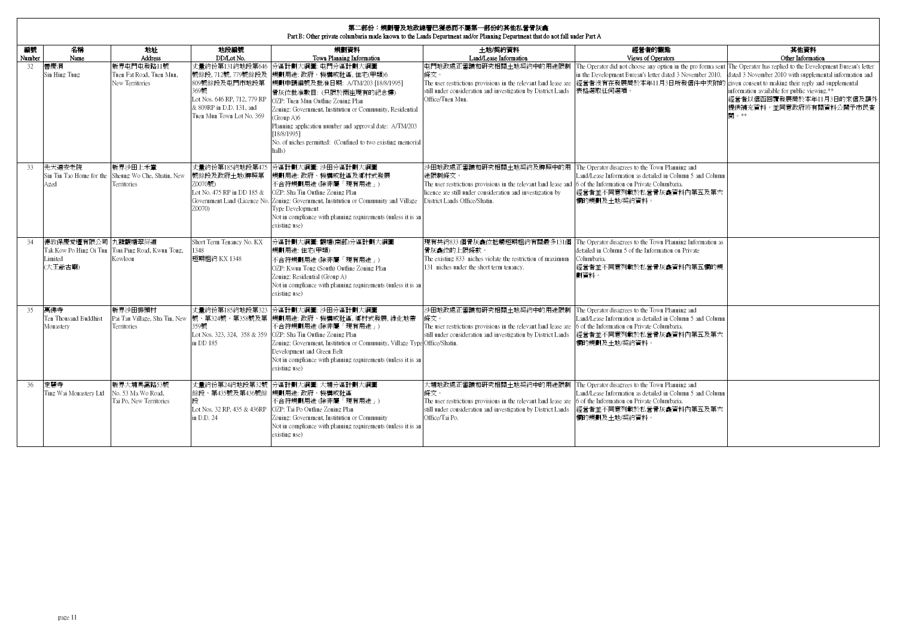# 第二部份：規劃署及地政總署已獲悉而不屬第一部份的其他私營骨灰龕

Part B: Other private columbaria made known to the Lands Department and/or Planning Department that do not fall under Part A

| 編號 Number | 名稱 Name | 地址 Address | 地段編號 DD/Lot No. | 規劃資料 Town Planning Information | 土地/契約資料 Land/Lease Information | 經營者的觀點 Views of Operators | 其他資料 Other Information |
|---|---|---|---|---|---|---|---|
| 32 | 善慶洞<br>Sin Hing Tung | 新界屯門屯發路11號<br>Tuen Fat Road, Tuen Mun, New Territories | 丈量約份第131約地段第646號餘段, 712號, 779號餘段及809號餘段及屯門市地段第369號<br>Lot Nos. 646 RP, 712, 779 RP & 809RP in D.D. 131, and Tuen Mun Town Lot No. 369 | 分區計劃大綱圖: 屯門分區計劃大綱圖<br>規劃用途: 政府、機構或社區, 住宅(甲類)6<br>規劃申請編號及批准日期: A/TM/203 [18/8/1995]<br>骨灰位批准數目: (只限於兩座現有的紀念樓)<br>OZP: Tuen Mun Outline Zoning Plan<br>Zoning: Government, Institution or Community, Residential (Group A)6<br>Planning application number and approval date: A/TM/203 [18/8/1995]<br>No. of niches permitted: (Confined to two existing memorial halls) | 屯門地政處正審議和研究相關土地契約中的用途限制條文。<br>The user restrictions provisions in the relevant land lease are still under consideration and investigation by District Lands Office/Tuen Mun. | The Operator did not choose any option in the pro forma sent in the Development Bureau's letter dated 3 November 2010.<br>經營者沒有在發展局於本年11月3日所發信件中夾附的表格選取任何選項。 | The Operator has replied to the Development Bureau's letter dated 3 November 2010 with supplemental information and given consent to making their reply and supplemental information available for public viewing.**<br>經營者以信函回覆發展局於本年11月3日的來信及額外提供補充資料，並同意政府將有關資料公開予市民查閱。** |
| 33 | 先天道安老院<br>Sin Tin Tao Home for the Aged | 新界沙田上禾輋<br>Sheung Wo Che, Shatin, New Territories | 丈量約份第185約地段第475號餘段及政府土地(牌照第Z0070號)<br>Lot No. 475 RP in DD 185 & Government Land (Licence No. Z0070) | 分區計劃大綱圖: 沙田分區計劃大綱圖<br>規劃用途: 政府、機構或社區及鄉村式發展<br>不合符規劃用途 (除非屬「現有用途」)<br>OZP: Sha Tin Outline Zoning Plan<br>Zoning: Government, Institution or Community and Village Type Development<br>Not in compliance with planning requirements (unless it is an existing use) | 沙田地政處正審議和研究相關土地契約及牌照中的用途限制條文。<br>The user restrictions provisions in the relevant land lease and licence are still under consideration and investigation by District Lands Office/Shatin. | The Operator disagrees to the Town Planning and Land/Lease Information as detailed in Column 5 and Column 6 of the Information on Private Columbaria.<br>經營者並不同意列載於私營骨灰龕資料內第五及第六欄的規劃及土地/契約資料。 | |
| 34 | 德教保慶愛壇有限公司 Tak Kow Po Hing Oi Tun Limited (大王爺古廟) | 九龍觀塘翠屏道<br>Tsui Ping Road, Kwun Tong, Kowloon | Short Term Tenancy No. KX 1348<br>短期租約 KX 1348 | 分區計劃大綱圖: 觀塘(南部)分區計劃大綱圖<br>規劃用途: 住宅(甲類)<br>不合符規劃用途 (除非屬「現有用途」)<br>OZP: Kwun Tong (South) Outline Zoning Plan<br>Zoning: Residential (Group A)<br>Not in compliance with planning requirements (unless it is an existing use) | 現有共約833 個骨灰龕位抵觸短期租約有關最多131個骨灰龕位的上限條款。<br>The existing 833 niches violate the restriction of maximum 131 niches under the short term tenancy. | The Operator disagrees to the Town Planning Information as detailed in Column 5 of the Information on Private Columbaria.<br>經營者並不同意列載於私營骨灰龕資料內第五欄的規劃資料。 | |
| 35 | 萬佛寺<br>Ten Thousand Buddhist Monastery | 新界沙田排頭村<br>Pai Tau Village, Sha Tin, New Territories | 丈量約份第185約地段第323號、第324號、第358號及第359號<br>Lot Nos. 323, 324, 358 & 359 in DD 185 | 分區計劃大綱圖: 沙田分區計劃大綱圖<br>規劃用途: 政府、機構或社區, 鄉村式發展, 綠化地帶<br>不合符規劃用途 (除非屬「現有用途」)<br>OZP: Sha Tin Outline Zoning Plan<br>Zoning: Government, Institution or Community, Village Type Development and Green Belt<br>Not in compliance with planning requirements (unless it is an existing use) | 沙田地政處正審議和研究相關土地契約中的用途限制條文。<br>The user restrictions provisions in the relevant land lease are still under consideration and investigation by District Lands Office/Shatin. | The Operator disagrees to the Town Planning and Land/Lease Information as detailed in Column 5 and Column 6 of the Information on Private Columbaria.<br>經營者並不同意列載於私營骨灰龕資料內第五及第六欄的規劃及土地/契約資料。 | |
| 36 | 定慧寺<br>Ting Wai Monastery Ltd | 新界大埔馬窩路53號<br>No. 53 Ma Wo Road, Tai Po, New Territories | 丈量約份第24約地段第32號餘段、第435號及第436號餘段<br>Lot Nos. 32 RP, 435 & 436RP in D.D. 24 | 分區計劃大綱圖: 大埔分區計劃大綱圖<br>規劃用途: 政府、機構或社區<br>不合符規劃用途 (除非屬「現有用途」)<br>OZP: Tai Po Outline Zoning Plan<br>Zoning: Government, Institution or Community<br>Not in compliance with planning requirements (unless it is an existing use) | 大埔地政處正審議和研究相關土地契約中的用途限制條文。<br>The user restrictions provisions in the relevant land lease are still under consideration and investigation by District Lands Office/Tai Po. | The Operator disagrees to the Town Planning and Land/Lease Information as detailed in Column 5 and Column 6 of the Information on Private Columbaria.<br>經營者並不同意列載於私營骨灰龕資料內第五及第六欄的規劃及土地/契約資料。 | |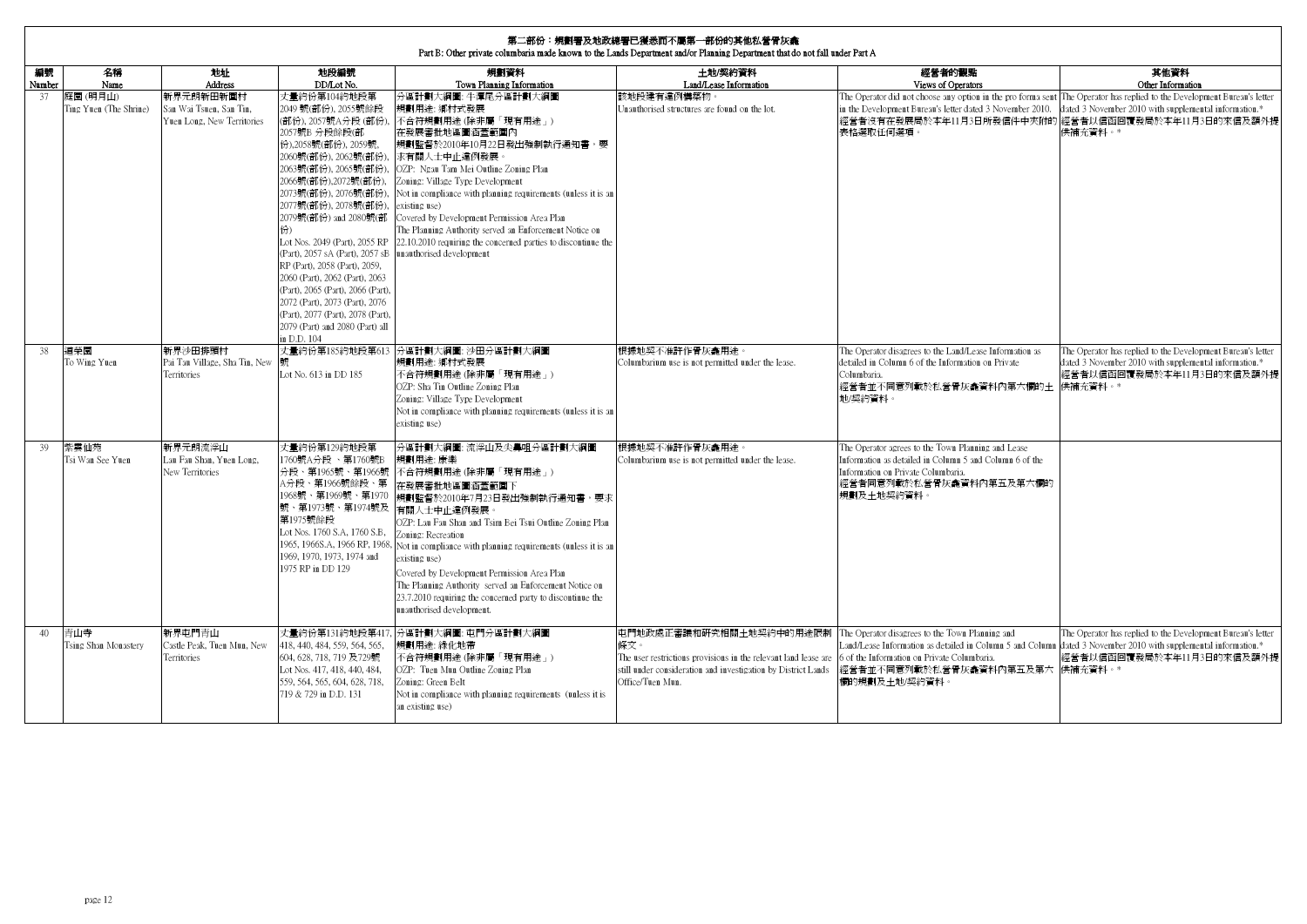# 第二部份：規劃署及地政總署已獲悉而不屬第一部份的其他私營骨灰龕

Part B: Other private columbaria made known to the Lands Department and/or Planning Department that do not fall under Part A

| 編號 Number | 名稱 Name | 地址 Address | 地段編號 DD/Lot No. | 規劃資料 Town Planning Information | 土地/契約資料 Land/Lease Information | 經營者的觀點 Views of Operators | 其他資料 Other Information |
|---|---|---|---|---|---|---|---|
| 37 | 庭園 (明月山) Ting Yuen (The Shrine) | 新界元朗新田新圍村 San Wai Tsuen, San Tin, Yuen Long, New Territories | 丈量約份第104約地段第2049 號(部份), 2055號餘段(部份), 2057號A分段 (部份), 2057號B 分段餘段(部份),2058號(部份), 2059號, 2060號(部份), 2062號(部份), 2063號(部份), 2065號(部份), 2066號(部份),2072號(部份), 2073號(部份), 2076號(部份), 2077號(部份), 2078號(部份), 2079號(部份) and 2080號(部份) Lot Nos. 2049 (Part), 2055 RP (Part), 2057 sA (Part), 2057 sB RP (Part), 2058 (Part), 2059, 2060 (Part), 2062 (Part), 2063 (Part), 2065 (Part), 2066 (Part), 2072 (Part), 2073 (Part), 2076 (Part), 2077 (Part), 2078 (Part), 2079 (Part) and 2080 (Part) all in D.D. 104 | 分區計劃大綱圖: 牛潭尾分區計劃大綱圖 規劃用途: 鄉村式發展 不合符規劃用途 (除非屬「現有用途」) 在發展審批地區圖涵蓋範圍內 規劃監督於2010年10月22日發出強制執行通知書，要求有關人士中止違例發展。 OZP: Ngau Tam Mei Outline Zoning Plan Zoning: Village Type Development Not in compliance with planning requirements (unless it is an existing use) Covered by Development Permission Area Plan The Planning Authority served an Enforcement Notice on 22.10.2010 requiring the concerned parties to discontinue the unauthorised development | 該地段建有違例構築物。 Unauthorised structures are found on the lot. | The Operator did not choose any option in the pro forma sent in the Development Bureau's letter dated 3 November 2010. 經營者沒有在發展局於本年11月3日所發信件中夾附的表格選取任何選項。 | The Operator has replied to the Development Bureau's letter dated 3 November 2010 with supplemental information.* 經營者以信函回覆發展局於本年11月3日的來信及額外提供補充資料。* |
| 38 | 道榮園 To Wing Yuen | 新界沙田排頭村 Pai Tau Village, Sha Tin, New Territories | 丈量約份第185約地段第613號 Lot No. 613 in DD 185 | 分區計劃大綱圖: 沙田分區計劃大綱圖 規劃用途: 鄉村式發展 不合符規劃用途 (除非屬「現有用途」) OZP: Sha Tin Outline Zoning Plan Zoning: Village Type Development Not in compliance with planning requirements (unless it is an existing use) | 根據地契不准許作骨灰龕用途。 Columbarium use is not permitted under the lease. | The Operator disagrees to the Land/Lease Information as detailed in Column 6 of the Information on Private Columbaria. 經營者並不同意列載於私營骨灰龕資料內第六欄的土地/契約資料。 | The Operator has replied to the Development Bureau's letter dated 3 November 2010 with supplemental information.* 經營者以信函回覆發展局於本年11月3日的來信及額外提供補充資料。* |
| 39 | 紫雲仙苑 Tsi Wan See Yuen | 新界元朗流浮山 Lau Fau Shan, Yuen Long, New Territories | 丈量約份第129約地段第1760號A分段、第1760號B分段、第1965號、第1966號A分段、第1966號餘段、第1968號、第1969號、第1970號、第1973號、第1974號及第1975號餘段 Lot Nos. 1760 S.A, 1760 S.B, 1965, 1966S.A, 1966 RP, 1968, 1969, 1970, 1973, 1974 and 1975 RP in DD 129 | 分區計劃大綱圖: 流浮山及尖鼻咀分區計劃大綱圖 規劃用途: 康樂 不合符規劃用途 (除非屬「現有用途」) 在發展審批地區圖涵蓋範圍下 規劃監督於2010年7月23日發出強制執行通知書，要求有關人士中止違例發展。 OZP: Lau Fau Shan and Tsim Bei Tsui Outline Zoning Plan Zoning: Recreation Not in compliance with planning requirements (unless it is an existing use) Covered by Development Permission Area Plan The Planning Authority served an Enforcement Notice on 23.7.2010 requiring the concerned party to discontinue the unauthorised development. | 根據地契不准許作骨灰龕用途。 Columbarium use is not permitted under the lease. | The Operator agrees to the Town Planning and Lease Information as detailed in Column 5 and Column 6 of the Information on Private Columbaria. 經營者同意列載於私營骨灰龕資料內第五及第六欄的規劃及土地契約資料。 | |
| 40 | 青山寺 Tsing Shan Monastery | 新界屯門青山 Castle Peak, Tuen Mun, New Territories | 丈量約份第131約地段第417, 418, 440, 484, 559, 564, 565, 604, 628, 718, 719 及729號 Lot Nos. 417, 418, 440, 484, 559, 564, 565, 604, 628, 718, 719 & 729 in D.D. 131 | 分區計劃大綱圖: 屯門分區計劃大綱圖 規劃用途: 綠化地帶 不合符規劃用途 (除非屬「現有用途」) OZP: Tuen Mun Outline Zoning Plan Zoning: Green Belt Not in compliance with planning requirements (unless it is an existing use) | 屯門地政處正審議和研究相關土地契約中的用途限制條文。 The user restrictions provisions in the relevant land lease are still under consideration and investigation by District Lands Office/Tuen Mun. | The Operator disagrees to the Town Planning and Land/Lease Information as detailed in Column 5 and Column 6 of the Information on Private Columbaria. 經營者並不同意列載於私營骨灰龕資料內第五及第六欄的規劃及土地/契約資料。 | The Operator has replied to the Development Bureau's letter dated 3 November 2010 with supplemental information.* 經營者以信函回覆發展局於本年11月3日的來信及額外提供補充資料。* |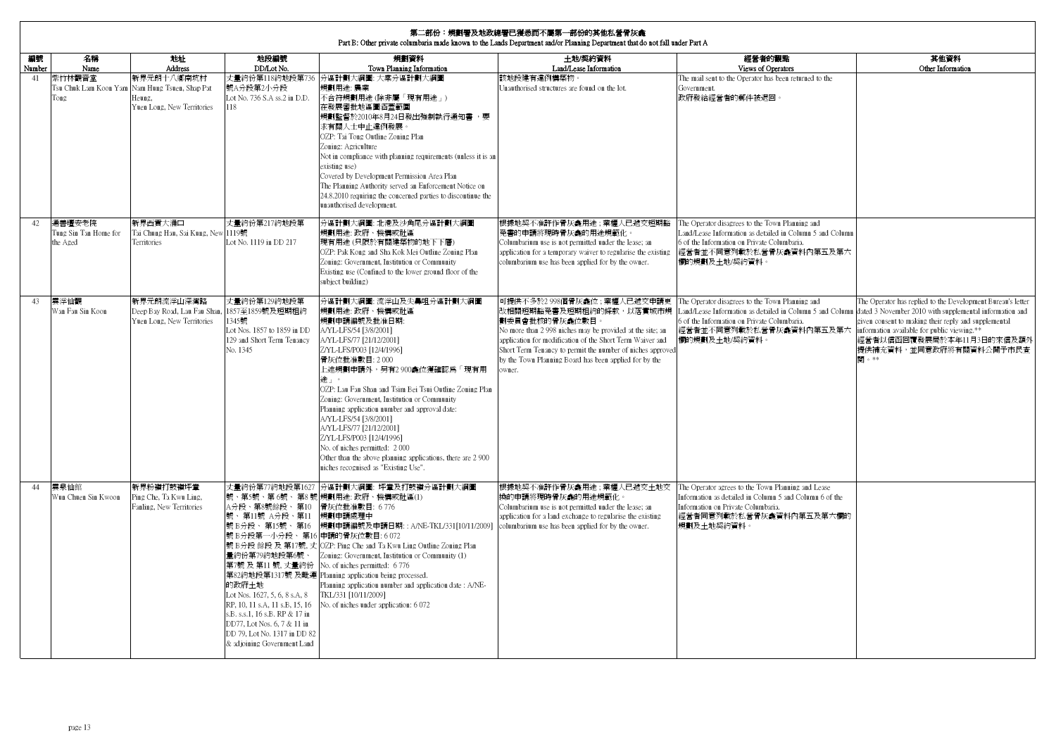# 第二部份：規劃署及地政總署已獲悉而不屬第一部份的其他私營骨灰龕

Part B: Other private columbaria made known to the Lands Department and/or Planning Department that do not fall under Part A

| 編號 Number | 名稱 Name | 地址 Address | 地段編號 DD/Lot No. | 規劃資料 Town Planning Information | 土地/契約資料 Land/Lease Information | 經營者的觀點 Views of Operators | 其他資料 Other Information |
|---|---|---|---|---|---|---|---|
| 41 | 紫竹林觀音堂 Tsz Chuk Lam Koon Yam Tong | 新界元朗十八鄉南坑村 Nam Hung Tsuen, Shap Pat Heung, Yuen Long, New Territories | 丈量約份第118約地段第736號A分段第2小分段 Lot No. 736 S.A ss.2 in D.D. 118 | 分區計劃大綱圖: 大棠分區計劃大綱圖<br>規劃用途: 農業<br>不合符規劃用途 (除非屬「現有用途」)<br>在發展審批地區圖涵蓋範圍<br>規劃監督於2010年8月24日發出強制執行通知書，要求有關人士中止違例發展。<br>OZP: Tai Tong Outline Zoning Plan<br>Zoning: Agriculture<br>Not in compliance with planning requirements (unless it is an existing use)<br>Covered by Development Permission Area Plan<br>The Planning Authority served an Enforcement Notice on 24.8.2010 requiring the concerned parties to discontinue the unauthorised development. | 該地段建有違例構築物。<br>Unauthorised structures are found on the lot. | The mail sent to the Operator has been returned to the Government.<br>政府發給經營者的郵件被退回。 | |
| 42 | 湯善壇安老院 Tung Sin Tan Home for the Aged | 新界西貢大涌口 Tai Chung Hau, Sai Kung, New Territories | 丈量約份第217約地段第1119號 Lot No. 1119 in DD 217 | 分區計劃大綱圖: 北港及沙角尾分區計劃大綱圖<br>規劃用途: 政府、機構或社區<br>現有用途 (只限於有關建築物的地下下層)<br>OZP: Pak Kong and Sha Kok Mei Outline Zoning Plan<br>Zoning: Government, Institution or Community<br>Existing use (Confined to the lower ground floor of the subject building) | 根據地契不准許作骨灰龕用途；業權人已遞交短期豁免書的申請將現時骨灰龕的用途規範化。<br>Columbarium use is not permitted under the lease; an application for a temporary waiver to regularise the existing columbarium use has been applied for by the owner. | The Operator disagrees to the Town Planning and Land/Lease Information as detailed in Column 5 and Column 6 of the Information on Private Columbaria.<br>經營者並不同意列載於私營骨灰龕資料內第五及第六欄的規劃及土地/契約資料。 | |
| 43 | 雲浮仙觀 Wan Fau Sin Koon | 新界元朗流浮山深灣路 Deep Bay Road, Lau Fau Shan, Yuen Long, New Territories | 丈量約份第129約地段第1857至1859號及短期租約1345號 Lot Nos. 1857 to 1859 in DD 129 and Short Term Tenancy No. 1345 | 分區計劃大綱圖: 流浮山及尖鼻咀分區計劃大綱圖<br>規劃用途: 政府、機構或社區<br>規劃申請編號及批准日期:<br>A/YL-LFS/54 [3/8/2001]<br>A/YL-LFS/77 [21/12/2001]<br>Z/YL-LFS/P003 [12/4/1996]<br>骨灰位批准數目: 2 000<br>上述規劃申請外，另有2 900龕位獲確認爲「現有用途」。<br>OZP: Lau Fau Shan and Tsim Bei Tsui Outline Zoning Plan<br>Zoning: Government, Institution or Community<br>Planning application number and approval date:<br>A/YL-LFS/54 [3/8/2001]<br>A/YL-LFS/77 [21/12/2001]<br>Z/YL-LFS/P003 [12/4/1996]<br>No. of niches permitted: 2 000<br>Other than the above planning applications, there are 2 900 niches recognised as "Existing Use". | 可提供不多於2 998個骨灰龕位；業權人已遞交申請更改相關短期豁免書及短期租約的條款，以落實城市規劃委員會批核的骨灰龕位數目。<br>No more than 2 998 niches may be provided at the site; an application for modification of the Short Term Waiver and Short Term Tenancy to permit the number of niches approved by the Town Planning Board has been applied for by the owner. | The Operator disagrees to the Town Planning and Land/Lease Information as detailed in Column 5 and Column 6 of the Information on Private Columbaria.<br>經營者並不同意列載於私營骨灰龕資料內第五及第六欄的規劃及土地/契約資料。 | The Operator has replied to the Development Bureau's letter dated 3 November 2010 with supplemental information and given consent to making their reply and supplemental information available for public viewing.**<br>經營者以信函回覆發展局於本年11月3日的來信及額外提供補充資料，並同意政府將有關資料公開予市民查閱。** |
| 44 | 雲泉仙館 Wun Chuen Sin Kwoon | 新界粉嶺打鼓嶺坪輋 Ping Che, Ta Kwu Ling, Fanling, New Territories | 丈量約份第77約地段第1627號、第5號、第6號、第8號A分段、第8號餘段、第10號、第11號 A分段、第11號 B分段、第15號、第16號 B分段第一小分段、第16號 B分段 餘段 及 第17號, 丈量約份第79約地段第6號、第7號 及 第11 號, 丈量約份第82約地段第1317號 及毗連的政府土地<br>Lot Nos. 1627, 5, 6, 8 s.A, 8 RP, 10, 11 s.A, 11 s.B, 15, 16 s.B. s.s.1, 16 s.B. RP & 17 in DD77, Lot Nos. 6, 7 & 11 in DD 79, Lot No. 1317 in DD 82 & adjoining Government Land | 分區計劃大綱圖: 坪輋及打鼓嶺分區計劃大綱圖<br>規劃用途: 政府、機構或社區(1)<br>骨灰位批准數目: 6 776<br>規劃申請處理中<br>規劃申請編號及申請日期: : A/NE-TKL/331[10/11/2009]<br>申請的骨灰位數目: 6 072<br>OZP: Ping Che and Ta Kwu Ling Outline Zoning Plan<br>Zoning: Government, Institution or Community (1)<br>No. of niches permitted: 6 776<br>Planning application being processed.<br>Planning application number and application date : A/NE-TKL/331 [10/11/2009]<br>No. of niches under application: 6 072 | 根據地契不准許作骨灰龕用途；業權人已遞交土地交換的申請將現時骨灰龕的用途規範化。<br>Columbarium use is not permitted under the lease; an application for a land exchange to regularise the existing columbarium use has been applied for by the owner. | The Operator agrees to the Town Planning and Lease Information as detailed in Column 5 and Column 6 of the Information on Private Columbaria.<br>經營者同意列載於私營骨灰龕資料內第五及第六欄的規劃及土地契約資料。 | |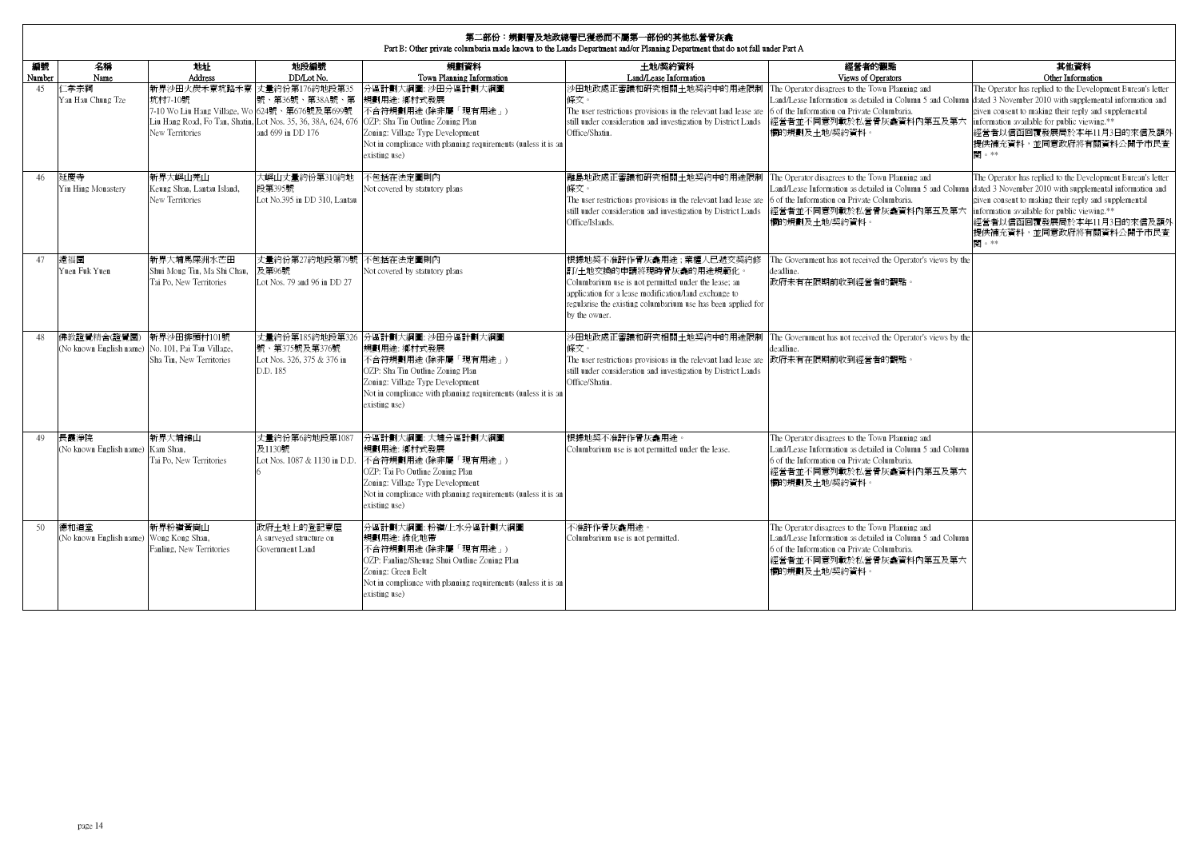## 第二部份：規劃署及地政總署已獲悉而不屬第一部份的其他私營骨灰龕
Part B: Other private columbaria made known to the Lands Department and/or Planning Department that do not fall under Part A

| 編號 Number | 名稱 Name | 地址 Address | 地段編號 DD/Lot No. | 規劃資料 Town Planning Information | 土地/契約資料 Land/Lease Information | 經營者的觀點 Views of Operators | 其他資料 Other Information |
|---|---|---|---|---|---|---|---|
| 45 | 仁孝宗祠 Yan Hau Chung Tze | 新界沙田火炭禾寮坑路禾寮坑村7-10號 7-10 Wo Liu Hang Village, Wo Liu Hang Road, Fo Tan, Shatin, New Territories | 丈量約份第176約地段第35號、第36號、第38A號、第624號、第676號及第699號 Lot Nos. 35, 36, 38A, 624, 676 and 699 in DD 176 | 分區計劃大綱圖: 沙田分區計劃大綱圖 規劃用途: 鄉村式發展 不合符規劃用途 (除非屬「現有用途」) OZP: Sha Tin Outline Zoning Plan Zoning: Village Type Development Not in compliance with planning requirements (unless it is an existing use) | 沙田地政處正審議和研究相關土地契約中的用途限制條文。 The user restrictions provisions in the relevant land lease are still under consideration and investigation by District Lands Office/Shatin. | The Operator disagrees to the Town Planning and Land/Lease Information as detailed in Column 5 and Column 6 of the Information on Private Columbaria. 經營者並不同意列載於私營骨灰龕資料內第五及第六欄的規劃及土地/契約資料。 | The Operator has replied to the Development Bureau's letter dated 3 November 2010 with supplemental information and given consent to making their reply and supplemental information available for public viewing.** 經營者以信函回覆發展局於本年11月3日的來信及額外提供補充資料，並同意政府將有關資料公開予市民查閱。** |
| 46 | 延慶寺 Yin Hing Monastery | 新界大嶼山羌山 Keung Shan, Lantau Island, New Territories | 大嶼山丈量約份第310約地段第395號 Lot No.395 in DD 310, Lantau | 不包括在法定圖則內 Not covered by statutory plans | 離島地政處正審議和研究相關土地契約中的用途限制條文。 The user restrictions provisions in the relevant land lease are still under consideration and investigation by District Lands Office/Islands. | The Operator disagrees to the Town Planning and Land/Lease Information as detailed in Column 5 and Column 6 of the Information on Private Columbaria. 經營者並不同意列載於私營骨灰龕資料內第五及第六欄的規劃及土地/契約資料。 | The Operator has replied to the Development Bureau's letter dated 3 November 2010 with supplemental information and given consent to making their reply and supplemental information available for public viewing.** 經營者以信函回覆發展局於本年11月3日的來信及額外提供補充資料，並同意政府將有關資料公開予市民查閱。** |
| 47 | 遠福園 Yuen Fuk Yuen | 新界大埔馬屎洲水芒田 Shui Mong Tin, Ma Shi Chau, Tai Po, New Territories | 丈量約份第27約地段第79號及第96號 Lot Nos. 79 and 96 in DD 27 | 不包括在法定圖則內 Not covered by statutory plans | 根據地契不准許作骨灰龕用途；業權人已遞交契約修訂/土地交換的申請將現時骨灰龕的用途規範化。 Columbarium use is not permitted under the lease; an application for a lease modification/land exchange to regularise the existing columbarium use has been applied for by the owner. | The Government has not received the Operator's views by the deadline. 政府未有在限期前收到經營者的觀點。 | |
| 48 | 佛教證覺精舍(證覺園) (No known English name) | 新界沙田排頭村101號 No. 101, Pai Tau Village, Sha Tin, New Territories | 丈量約份第185約地段第326號、第375號及第376號 Lot Nos. 326, 375 & 376 in D.D. 185 | 分區計劃大綱圖: 沙田分區計劃大綱圖 規劃用途: 鄉村式發展 不合符規劃用途 (除非屬「現有用途」) OZP: Sha Tin Outline Zoning Plan Zoning: Village Type Development Not in compliance with planning requirements (unless it is an existing use) | 沙田地政處正審議和研究相關土地契約中的用途限制條文。 The user restrictions provisions in the relevant land lease are still under consideration and investigation by District Lands Office/Shatin. | The Government has not received the Operator's views by the deadline. 政府未有在限期前收到經營者的觀點。 | |
| 49 | 長霞淨院 (No known English name) | 新界大埔錦山 Kam Shan, Tai Po, New Territories | 丈量約份第6約地段第1087及1130號 Lot Nos. 1087 & 1130 in D.D. 6 | 分區計劃大綱圖: 大埔分區計劃大綱圖 規劃用途: 鄉村式發展 不合符規劃用途 (除非屬「現有用途」) OZP: Tai Po Outline Zoning Plan Zoning: Village Type Development Not in compliance with planning requirements (unless it is an existing use) | 根據地契不准許作骨灰龕用途。 Columbarium use is not permitted under the lease. | The Operator disagrees to the Town Planning and Land/Lease Information as detailed in Column 5 and Column 6 of the Information on Private Columbaria. 經營者並不同意列載於私營骨灰龕資料內第五及第六欄的規劃及土地/契約資料。 | |
| 50 | 源和道堂 (No known English name) | 新界粉嶺黃崗山 Wong Kong Shan, Fanling, New Territories | 政府土地上的登記寮屋 A surveyed structure on Government Land | 分區計劃大綱圖: 粉嶺/上水分區計劃大綱圖 規劃用途: 綠化地帶 不合符規劃用途 (除非屬「現有用途」) OZP: Fanling/Sheung Shui Outline Zoning Plan Zoning: Green Belt Not in compliance with planning requirements (unless it is an existing use) | 不准許作骨灰龕用途。 Columbarium use is not permitted. | The Operator disagrees to the Town Planning and Land/Lease Information as detailed in Column 5 and Column 6 of the Information on Private Columbaria. 經營者並不同意列載於私營骨灰龕資料內第五及第六欄的規劃及土地/契約資料。 | |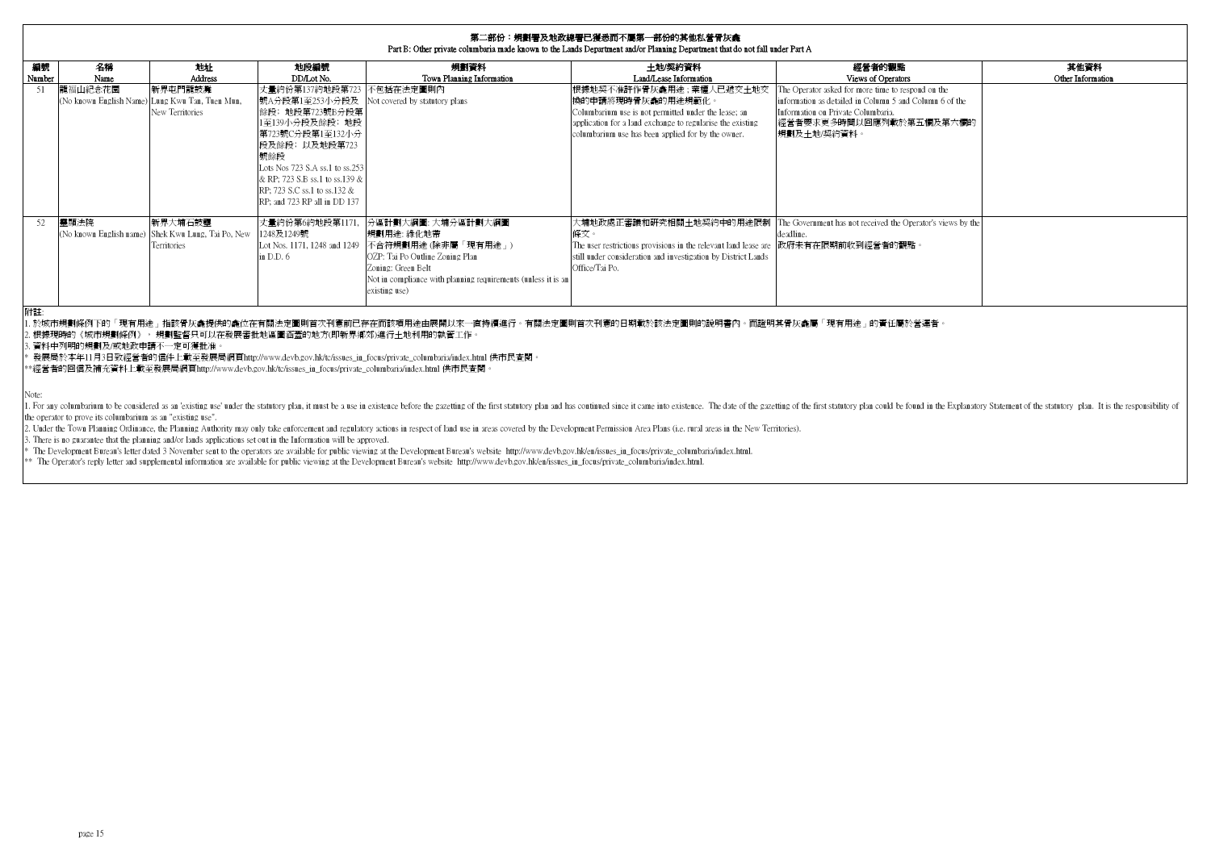## 第二部份：規劃署及地政總署已獲悉而不屬第一部份的其他私營骨灰龕
## Part B: Other private columbaria made known to the Lands Department and/or Planning Department that do not fall under Part A

| 編號 Number | 名稱 Name | 地址 Address | 地段編號 DD/Lot No. | 規劃資料 Town Planning Information | 土地/契約資料 Land/Lease Information | 經營者的觀點 Views of Operators | 其他資料 Other Information |
|---|---|---|---|---|---|---|---|
| 51 | 龍福山紀念花園 (No known English Name) | 新界屯門龍鼓灘 Lung Kwu Tan, Tuen Mun, New Territories | 丈量約份第137約地段第723號A分段第1至253小分段及餘段；地段第723號B分段第1至139小分段及餘段；地段第723號C分段第1至132小分段及餘段；以及地段第723號餘段 Lots Nos 723 S.A ss.1 to ss.253 & RP; 723 S.B ss.1 to ss.139 & RP; 723 S.C ss.1 to ss.132 & RP; and 723 RP all in DD 137 | 不包括在法定圖則內 Not covered by statutory plans | 根據地契不准許作骨灰龕用途；業權人已遞交土地交換的申請將現時骨灰龕的用途規範化。 Columbarium use is not permitted under the lease; an application for a land exchange to regularise the existing columbarium use has been applied for by the owner. | The Operator asked for more time to respond on the information as detailed in Column 5 and Column 6 of the Information on Private Columbaria. 經營者要求更多時間以回應列載於第五欄及第六欄的規劃及土地/契約資料。 | |
| 52 | 靈頭法院 (No known English name) | 新界大埔石鼓壟 Shek Kwu Lung, Tai Po, New Territories | 丈量約份第6約地段第1171, 1248及1249號 Lot Nos. 1171, 1248 and 1249 in D.D. 6 | 分區計劃大綱圖: 大埔分區計劃大綱圖 規劃用途: 綠化地帶 不合符規劃用途 (除非屬「現有用途」) OZP: Tai Po Outline Zoning Plan Zoning: Green Belt Not in compliance with planning requirements (unless it is an existing use) | 大埔地政處正審議和研究相關土地契約中的用途限制條文。 The user restrictions provisions in the relevant land lease are still under consideration and investigation by District Lands Office/Tai Po. | The Government has not received the Operator's views by the deadline. 政府未有在限期前收到經營者的觀點。 | |

附註:

1. 於城市規劃條例下的「現有用途」指該骨灰龕提供的龕位在有關法定圖則首次刊憲前已存在而該項用途由展開以來一直持續進行。有關法定圖則首次刊憲的日期載於該法定圖則的說明書內。而證明其骨灰龕屬「現有用途」的責任屬於營運者。
2. 根據現時的《城市規劃條例》，規劃監督只可以在發展審批地區圖涵蓋的地方(即新界鄉郊)進行土地利用的執管工作。
3. 資料中列明的規劃及/或地政申請不一定可獲批准。

\* 發展局於本年11月3日致經營者的信件上載至發展局網頁http://www.devb.gov.hk/tc/issues_in_focus/private_columbaria/index.html 供市民查閱。

\*\*經營者的回信及補充資料上載至發展局網頁http://www.devb.gov.hk/tc/issues_in_focus/private_columbaria/index.html 供市民查閱。

Note:

1. For any columbarium to be considered as an 'existing use' under the statutory plan, it must be a use in existence before the gazetting of the first statutory plan and has continued since it came into existence. The date of the gazetting of the first statutory plan could be found in the Explanatory Statement of the statutory plan. It is the responsibility of the operator to prove its columbarium as an "existing use".
2. Under the Town Planning Ordinance, the Planning Authority may only take enforcement and regulatory actions in respect of land use in areas covered by the Development Permission Area Plans (i.e. rural areas in the New Territories).
3. There is no guarantee that the planning and/or lands applications set out in the Information will be approved.

\* The Development Bureau's letter dated 3 November sent to the operators are available for public viewing at the Development Bureau's website http://www.devb.gov.hk/en/issues_in_focus/private_columbaria/index.html.

\*\* The Operator's reply letter and supplemental information are available for public viewing at the Development Bureau's website http://www.devb.gov.hk/en/issues_in_focus/private_columbaria/index.html.